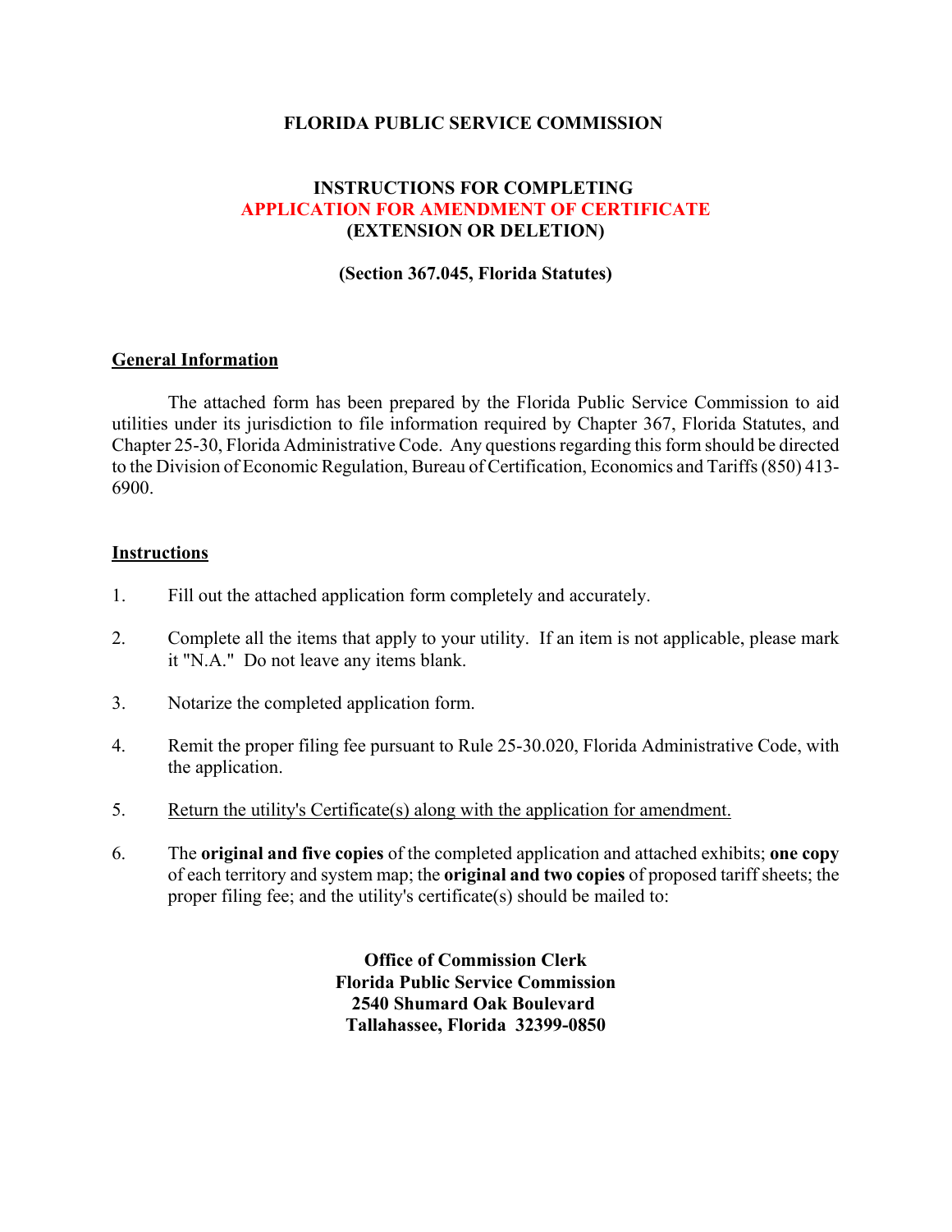**FLORIDA PUBLIC SERVICE COMMISSION**

**INSTRUCTIONS FOR COMPLETING**
**APPLICATION FOR AMENDMENT OF CERTIFICATE**
**(EXTENSION OR DELETION)**

**(Section 367.045, Florida Statutes)**

## General Information

The attached form has been prepared by the Florida Public Service Commission to aid utilities under its jurisdiction to file information required by Chapter 367, Florida Statutes, and Chapter 25-30, Florida Administrative Code. Any questions regarding this form should be directed to the Division of Economic Regulation, Bureau of Certification, Economics and Tariffs (850) 413-6900.

## Instructions

1. Fill out the attached application form completely and accurately.

2. Complete all the items that apply to your utility. If an item is not applicable, please mark it "N.A." Do not leave any items blank.

3. Notarize the completed application form.

4. Remit the proper filing fee pursuant to Rule 25-30.020, Florida Administrative Code, with the application.

5. Return the utility's Certificate(s) along with the application for amendment.

6. The **original and five copies** of the completed application and attached exhibits; **one copy** of each territory and system map; the **original and two copies** of proposed tariff sheets; the proper filing fee; and the utility's certificate(s) should be mailed to:

**Office of Commission Clerk**
**Florida Public Service Commission**
**2540 Shumard Oak Boulevard**
**Tallahassee, Florida 32399-0850**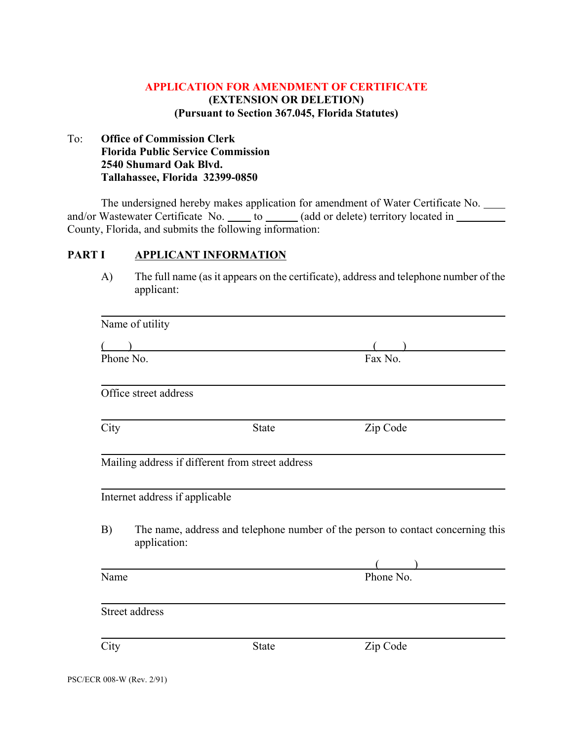# APPLICATION FOR AMENDMENT OF CERTIFICATE
## (EXTENSION OR DELETION)
## (Pursuant to Section 367.045, Florida Statutes)

To: **Office of Commission Clerk**
**Florida Public Service Commission**
**2540 Shumard Oak Blvd.**
**Tallahassee, Florida 32399-0850**

The undersigned hereby makes application for amendment of Water Certificate No. \_\_\_\_ and/or Wastewater Certificate No. \_\_\_\_ to \_\_\_\_\_\_ (add or delete) territory located in \_\_\_\_\_\_\_\_\_ County, Florida, and submits the following information:

## PART I APPLICANT INFORMATION

A) The full name (as it appears on the certificate), address and telephone number of the applicant:

\_\_\_\_\_\_\_\_\_\_\_\_\_\_\_\_\_\_\_\_\_\_\_\_\_\_\_\_\_\_\_\_\_\_\_\_\_\_\_\_
Name of utility

(   ) \_\_\_\_\_\_\_\_\_\_\_\_\_\_\_\_\_\_\_\_ (   ) \_\_\_\_\_\_\_\_\_\_\_\_
Phone No. Fax No.

\_\_\_\_\_\_\_\_\_\_\_\_\_\_\_\_\_\_\_\_\_\_\_\_\_\_\_\_\_\_\_\_\_\_\_\_\_\_\_\_
Office street address

\_\_\_\_\_\_\_\_\_\_\_\_\_\_\_\_\_\_\_\_\_\_\_\_\_\_\_\_\_\_\_\_\_\_\_\_\_\_\_\_
City State Zip Code

\_\_\_\_\_\_\_\_\_\_\_\_\_\_\_\_\_\_\_\_\_\_\_\_\_\_\_\_\_\_\_\_\_\_\_\_\_\_\_\_
Mailing address if different from street address

\_\_\_\_\_\_\_\_\_\_\_\_\_\_\_\_\_\_\_\_\_\_\_\_\_\_\_\_\_\_\_\_\_\_\_\_\_\_\_\_
Internet address if applicable

B) The name, address and telephone number of the person to contact concerning this application:

\_\_\_\_\_\_\_\_\_\_\_\_\_\_\_\_\_\_\_\_\_\_\_\_\_\_\_\_ (   ) \_\_\_\_\_\_\_\_\_\_\_\_
Name Phone No.

\_\_\_\_\_\_\_\_\_\_\_\_\_\_\_\_\_\_\_\_\_\_\_\_\_\_\_\_\_\_\_\_\_\_\_\_\_\_\_\_
Street address

\_\_\_\_\_\_\_\_\_\_\_\_\_\_\_\_\_\_\_\_\_\_\_\_\_\_\_\_\_\_\_\_\_\_\_\_\_\_\_\_
City State Zip Code

PSC/ECR 008-W (Rev. 2/91)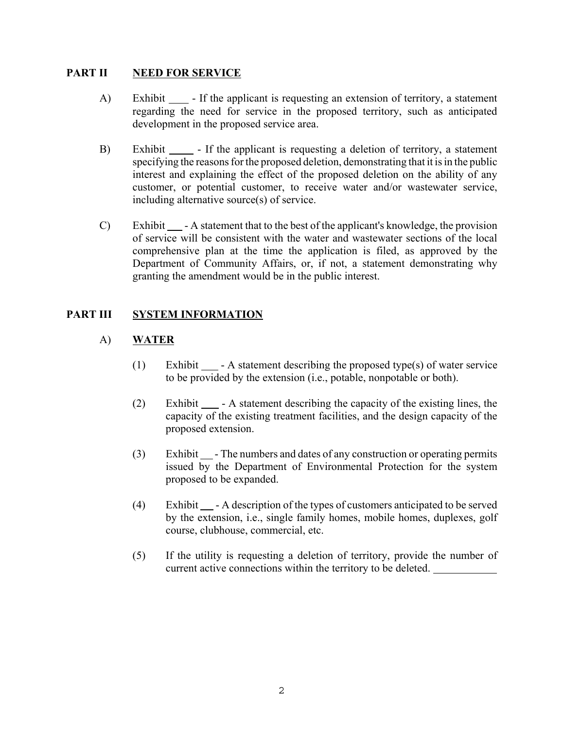## PART II NEED FOR SERVICE

A) Exhibit ____ - If the applicant is requesting an extension of territory, a statement regarding the need for service in the proposed territory, such as anticipated development in the proposed service area.

B) Exhibit _____ - If the applicant is requesting a deletion of territory, a statement specifying the reasons for the proposed deletion, demonstrating that it is in the public interest and explaining the effect of the proposed deletion on the ability of any customer, or potential customer, to receive water and/or wastewater service, including alternative source(s) of service.

C) Exhibit ___ - A statement that to the best of the applicant's knowledge, the provision of service will be consistent with the water and wastewater sections of the local comprehensive plan at the time the application is filed, as approved by the Department of Community Affairs, or, if not, a statement demonstrating why granting the amendment would be in the public interest.

## PART III SYSTEM INFORMATION

### A) WATER

(1) Exhibit ___ - A statement describing the proposed type(s) of water service to be provided by the extension (i.e., potable, nonpotable or both).

(2) Exhibit ___ - A statement describing the capacity of the existing lines, the capacity of the existing treatment facilities, and the design capacity of the proposed extension.

(3) Exhibit __ - The numbers and dates of any construction or operating permits issued by the Department of Environmental Protection for the system proposed to be expanded.

(4) Exhibit __ - A description of the types of customers anticipated to be served by the extension, i.e., single family homes, mobile homes, duplexes, golf course, clubhouse, commercial, etc.

(5) If the utility is requesting a deletion of territory, provide the number of current active connections within the territory to be deleted. ___________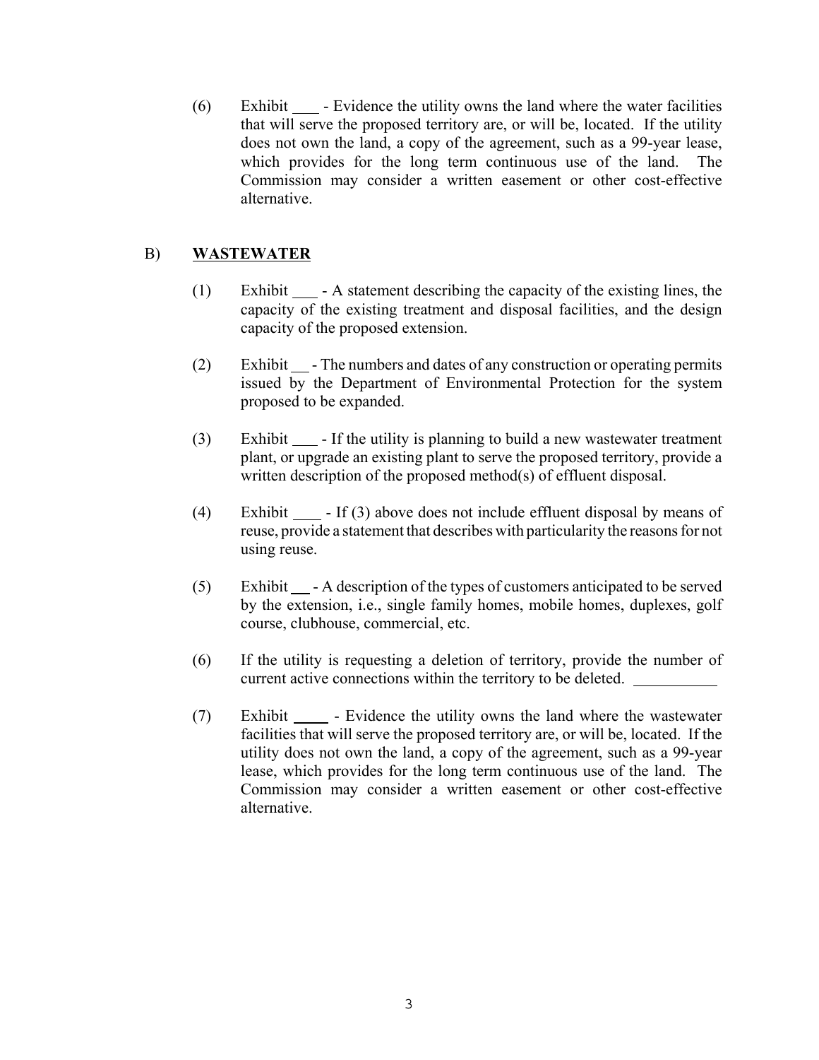(6) Exhibit ___ - Evidence the utility owns the land where the water facilities that will serve the proposed territory are, or will be, located. If the utility does not own the land, a copy of the agreement, such as a 99-year lease, which provides for the long term continuous use of the land. The Commission may consider a written easement or other cost-effective alternative.

B) **WASTEWATER**

(1) Exhibit ___ - A statement describing the capacity of the existing lines, the capacity of the existing treatment and disposal facilities, and the design capacity of the proposed extension.

(2) Exhibit __ - The numbers and dates of any construction or operating permits issued by the Department of Environmental Protection for the system proposed to be expanded.

(3) Exhibit ___ - If the utility is planning to build a new wastewater treatment plant, or upgrade an existing plant to serve the proposed territory, provide a written description of the proposed method(s) of effluent disposal.

(4) Exhibit ____ - If (3) above does not include effluent disposal by means of reuse, provide a statement that describes with particularity the reasons for not using reuse.

(5) Exhibit __ - A description of the types of customers anticipated to be served by the extension, i.e., single family homes, mobile homes, duplexes, golf course, clubhouse, commercial, etc.

(6) If the utility is requesting a deletion of territory, provide the number of current active connections within the territory to be deleted. __________

(7) Exhibit ____ - Evidence the utility owns the land where the wastewater facilities that will serve the proposed territory are, or will be, located. If the utility does not own the land, a copy of the agreement, such as a 99-year lease, which provides for the long term continuous use of the land. The Commission may consider a written easement or other cost-effective alternative.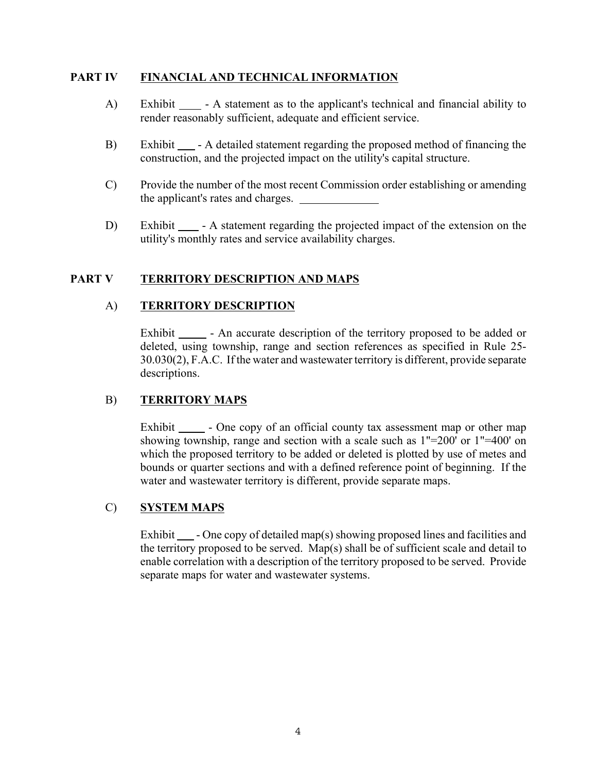## PART IV FINANCIAL AND TECHNICAL INFORMATION

A) Exhibit ____ - A statement as to the applicant's technical and financial ability to render reasonably sufficient, adequate and efficient service.

B) Exhibit ___ - A detailed statement regarding the proposed method of financing the construction, and the projected impact on the utility's capital structure.

C) Provide the number of the most recent Commission order establishing or amending the applicant's rates and charges. ______________

D) Exhibit ____ - A statement regarding the projected impact of the extension on the utility's monthly rates and service availability charges.

## PART V TERRITORY DESCRIPTION AND MAPS

### A) TERRITORY DESCRIPTION

Exhibit _____ - An accurate description of the territory proposed to be added or deleted, using township, range and section references as specified in Rule 25-30.030(2), F.A.C. If the water and wastewater territory is different, provide separate descriptions.

### B) TERRITORY MAPS

Exhibit _____ - One copy of an official county tax assessment map or other map showing township, range and section with a scale such as 1"=200' or 1"=400' on which the proposed territory to be added or deleted is plotted by use of metes and bounds or quarter sections and with a defined reference point of beginning. If the water and wastewater territory is different, provide separate maps.

### C) SYSTEM MAPS

Exhibit ___ - One copy of detailed map(s) showing proposed lines and facilities and the territory proposed to be served. Map(s) shall be of sufficient scale and detail to enable correlation with a description of the territory proposed to be served. Provide separate maps for water and wastewater systems.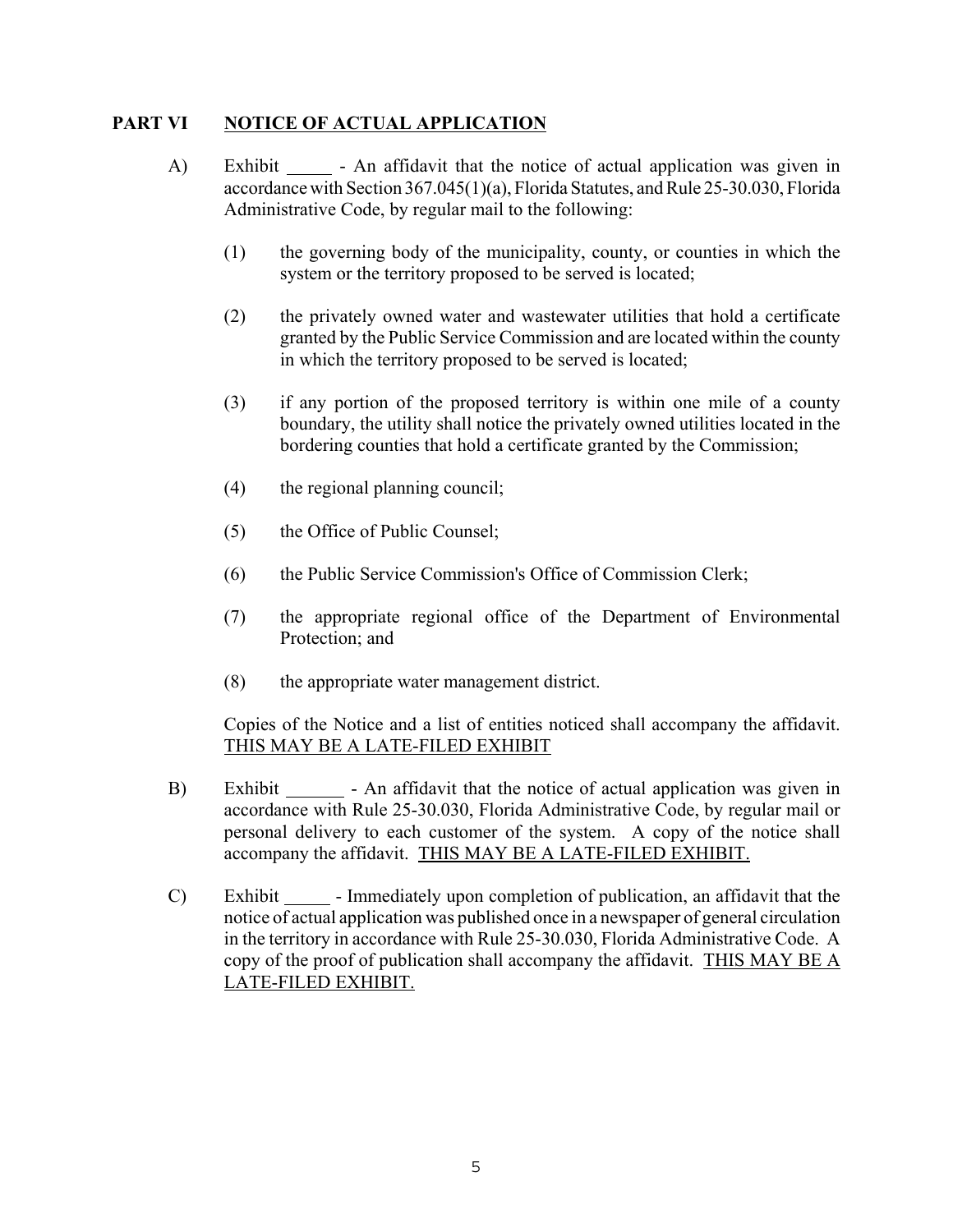## PART VI NOTICE OF ACTUAL APPLICATION

A) Exhibit _____ - An affidavit that the notice of actual application was given in accordance with Section 367.045(1)(a), Florida Statutes, and Rule 25-30.030, Florida Administrative Code, by regular mail to the following:

(1) the governing body of the municipality, county, or counties in which the system or the territory proposed to be served is located;

(2) the privately owned water and wastewater utilities that hold a certificate granted by the Public Service Commission and are located within the county in which the territory proposed to be served is located;

(3) if any portion of the proposed territory is within one mile of a county boundary, the utility shall notice the privately owned utilities located in the bordering counties that hold a certificate granted by the Commission;

(4) the regional planning council;

(5) the Office of Public Counsel;

(6) the Public Service Commission's Office of Commission Clerk;

(7) the appropriate regional office of the Department of Environmental Protection; and

(8) the appropriate water management district.

Copies of the Notice and a list of entities noticed shall accompany the affidavit. <u>THIS MAY BE A LATE-FILED EXHIBIT</u>

B) Exhibit ______ - An affidavit that the notice of actual application was given in accordance with Rule 25-30.030, Florida Administrative Code, by regular mail or personal delivery to each customer of the system. A copy of the notice shall accompany the affidavit. <u>THIS MAY BE A LATE-FILED EXHIBIT.</u>

C) Exhibit _____ - Immediately upon completion of publication, an affidavit that the notice of actual application was published once in a newspaper of general circulation in the territory in accordance with Rule 25-30.030, Florida Administrative Code. A copy of the proof of publication shall accompany the affidavit. <u>THIS MAY BE A LATE-FILED EXHIBIT.</u>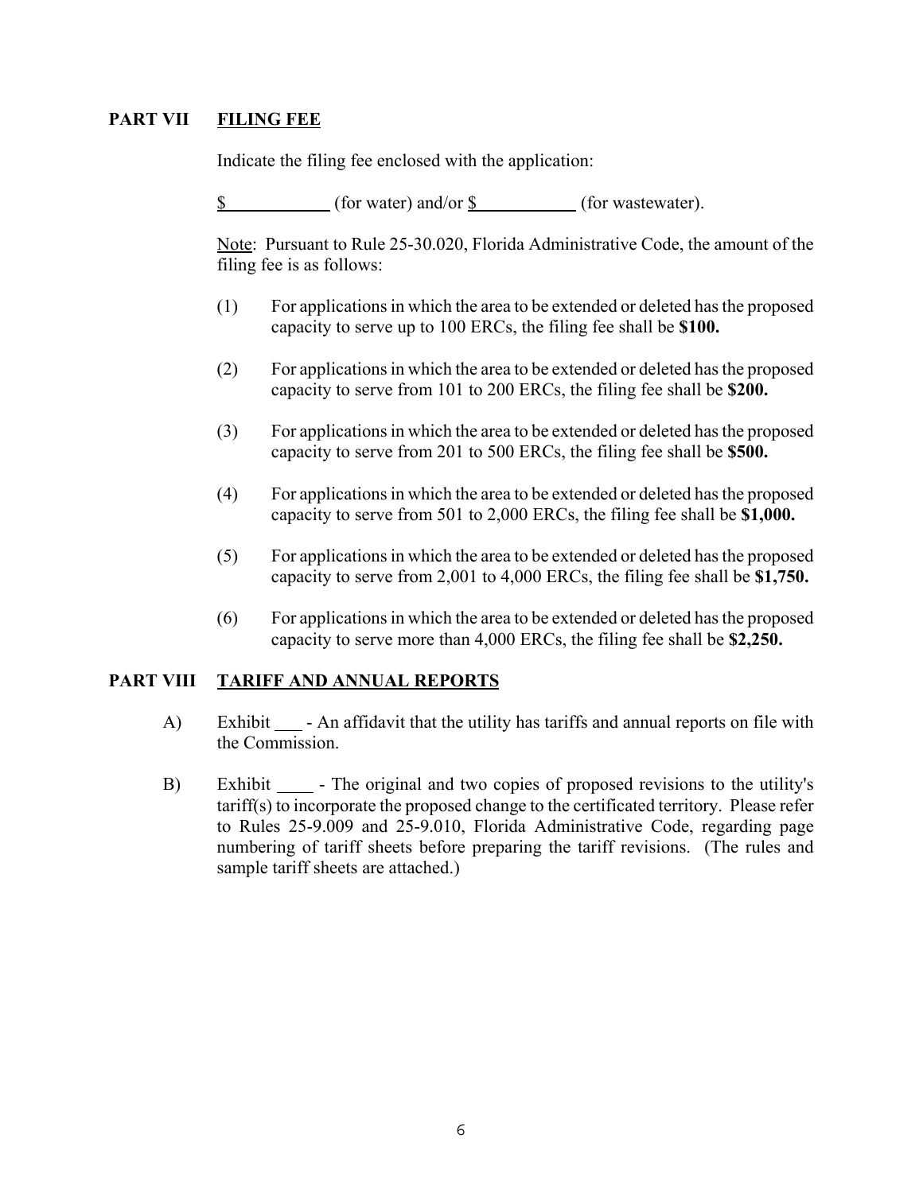## PART VII FILING FEE

Indicate the filing fee enclosed with the application:

$ ____________ (for water) and/or $ ___________ (for wastewater).

Note: Pursuant to Rule 25-30.020, Florida Administrative Code, the amount of the filing fee is as follows:

(1) For applications in which the area to be extended or deleted has the proposed capacity to serve up to 100 ERCs, the filing fee shall be **$100.**

(2) For applications in which the area to be extended or deleted has the proposed capacity to serve from 101 to 200 ERCs, the filing fee shall be **$200.**

(3) For applications in which the area to be extended or deleted has the proposed capacity to serve from 201 to 500 ERCs, the filing fee shall be **$500.**

(4) For applications in which the area to be extended or deleted has the proposed capacity to serve from 501 to 2,000 ERCs, the filing fee shall be **$1,000.**

(5) For applications in which the area to be extended or deleted has the proposed capacity to serve from 2,001 to 4,000 ERCs, the filing fee shall be **$1,750.**

(6) For applications in which the area to be extended or deleted has the proposed capacity to serve more than 4,000 ERCs, the filing fee shall be **$2,250.**

## PART VIII TARIFF AND ANNUAL REPORTS

A) Exhibit ___ - An affidavit that the utility has tariffs and annual reports on file with the Commission.

B) Exhibit ____ - The original and two copies of proposed revisions to the utility's tariff(s) to incorporate the proposed change to the certificated territory. Please refer to Rules 25-9.009 and 25-9.010, Florida Administrative Code, regarding page numbering of tariff sheets before preparing the tariff revisions. (The rules and sample tariff sheets are attached.)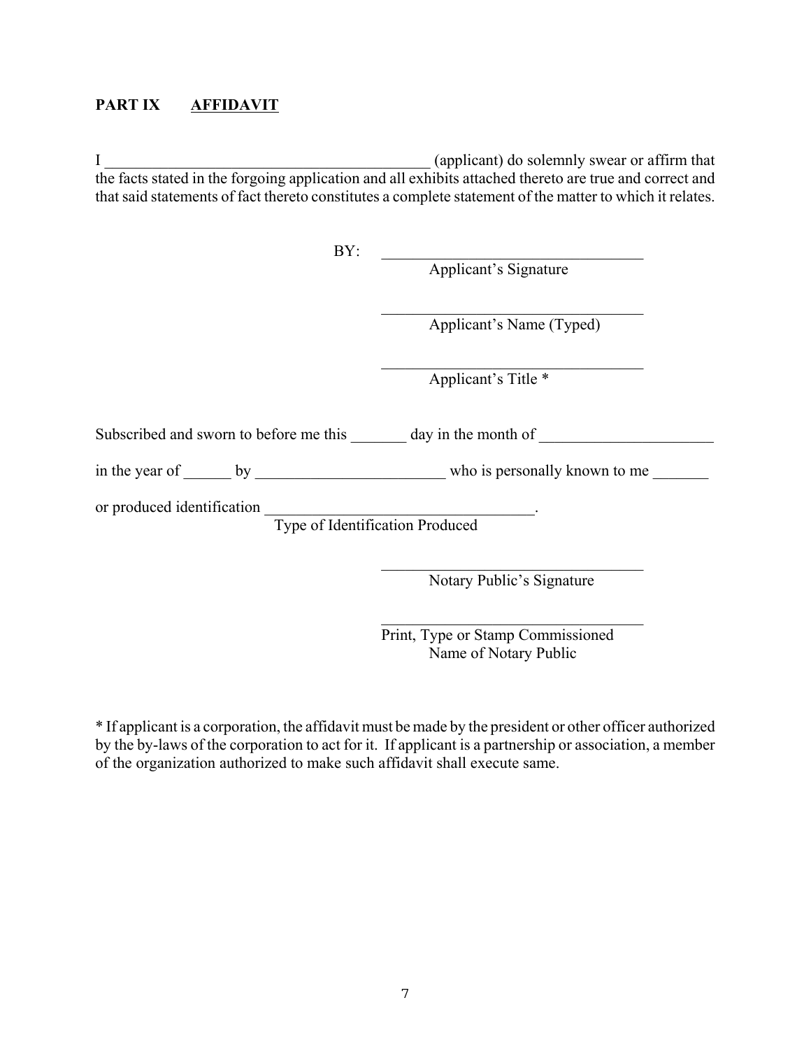**PART IX AFFIDAVIT**

I ___________________________________________ (applicant) do solemnly swear or affirm that the facts stated in the forgoing application and all exhibits attached thereto are true and correct and that said statements of fact thereto constitutes a complete statement of the matter to which it relates.

BY: __________________________________
Applicant's Signature

__________________________________
Applicant's Name (Typed)

__________________________________
Applicant's Title *

Subscribed and sworn to before me this _______ day in the month of ______________________

in the year of ______ by ________________________ who is personally known to me _______

or produced identification __________________________________.
Type of Identification Produced

__________________________________
Notary Public's Signature

__________________________________
Print, Type or Stamp Commissioned Name of Notary Public

* If applicant is a corporation, the affidavit must be made by the president or other officer authorized by the by-laws of the corporation to act for it. If applicant is a partnership or association, a member of the organization authorized to make such affidavit shall execute same.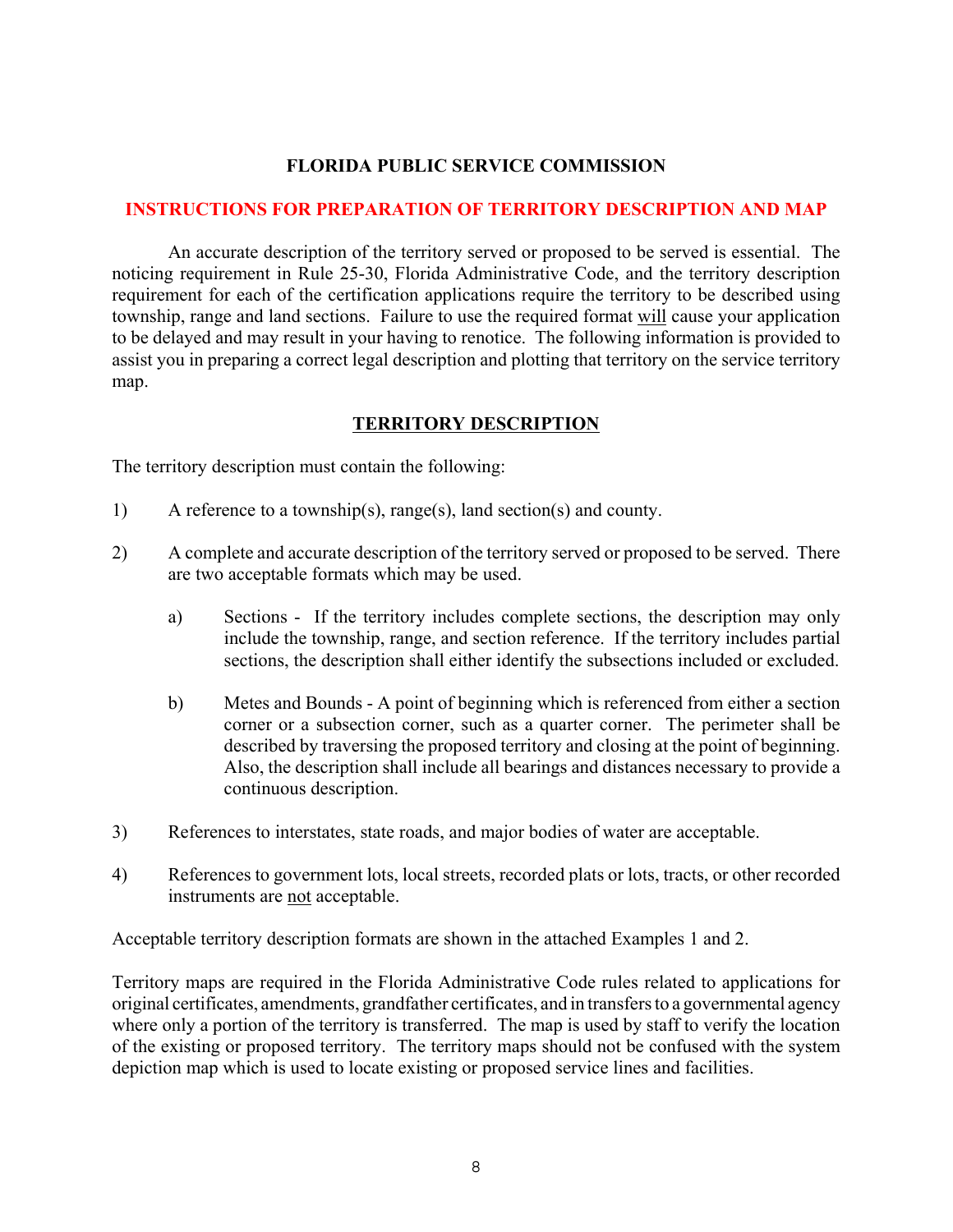# FLORIDA PUBLIC SERVICE COMMISSION

## INSTRUCTIONS FOR PREPARATION OF TERRITORY DESCRIPTION AND MAP

An accurate description of the territory served or proposed to be served is essential. The noticing requirement in Rule 25-30, Florida Administrative Code, and the territory description requirement for each of the certification applications require the territory to be described using township, range and land sections. Failure to use the required format will cause your application to be delayed and may result in your having to renotice. The following information is provided to assist you in preparing a correct legal description and plotting that territory on the service territory map.

### TERRITORY DESCRIPTION

The territory description must contain the following:

1) A reference to a township(s), range(s), land section(s) and county.

2) A complete and accurate description of the territory served or proposed to be served. There are two acceptable formats which may be used.

   a) Sections - If the territory includes complete sections, the description may only include the township, range, and section reference. If the territory includes partial sections, the description shall either identify the subsections included or excluded.

   b) Metes and Bounds - A point of beginning which is referenced from either a section corner or a subsection corner, such as a quarter corner. The perimeter shall be described by traversing the proposed territory and closing at the point of beginning. Also, the description shall include all bearings and distances necessary to provide a continuous description.

3) References to interstates, state roads, and major bodies of water are acceptable.

4) References to government lots, local streets, recorded plats or lots, tracts, or other recorded instruments are not acceptable.

Acceptable territory description formats are shown in the attached Examples 1 and 2.

Territory maps are required in the Florida Administrative Code rules related to applications for original certificates, amendments, grandfather certificates, and in transfers to a governmental agency where only a portion of the territory is transferred. The map is used by staff to verify the location of the existing or proposed territory. The territory maps should not be confused with the system depiction map which is used to locate existing or proposed service lines and facilities.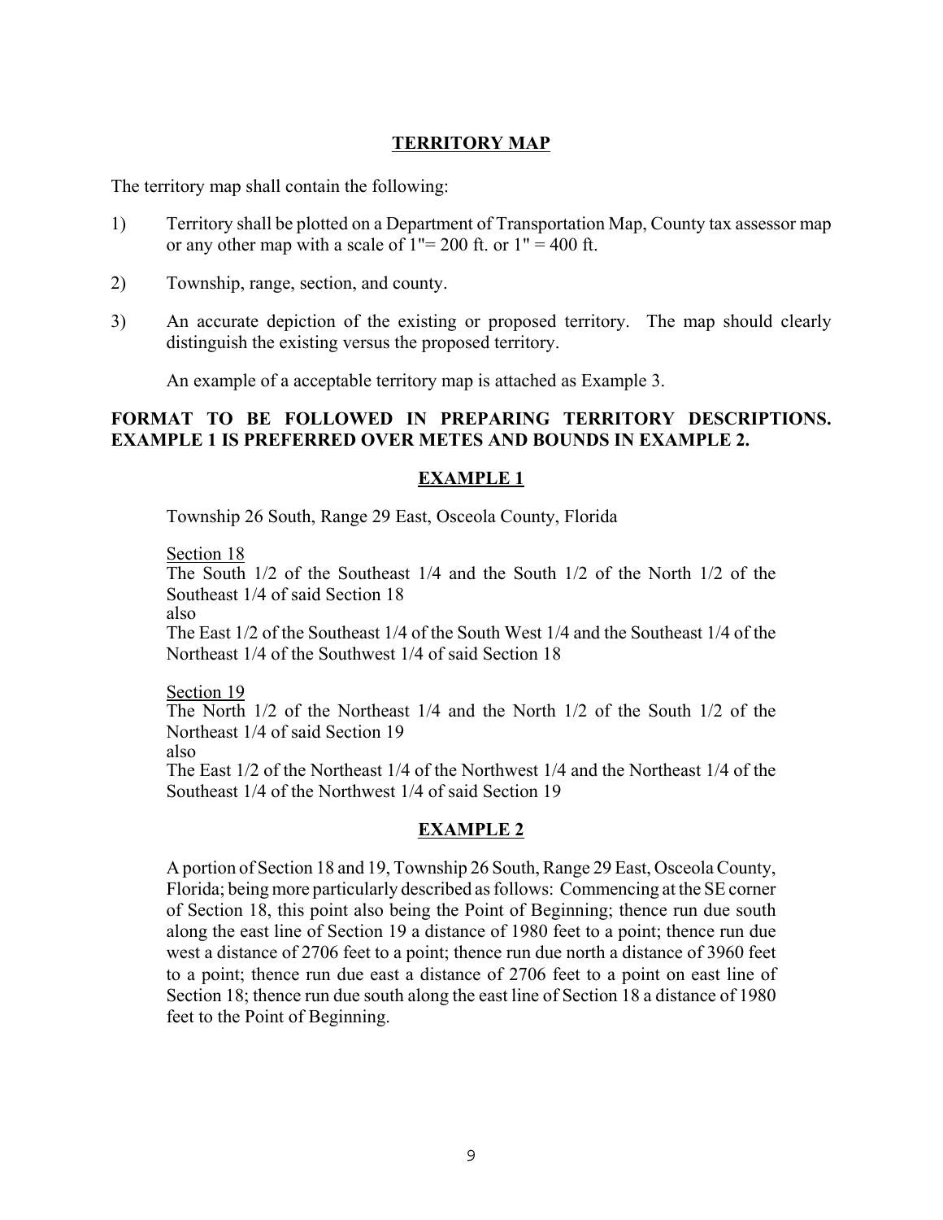## TERRITORY MAP

The territory map shall contain the following:

1) Territory shall be plotted on a Department of Transportation Map, County tax assessor map or any other map with a scale of 1"= 200 ft. or 1" = 400 ft.

2) Township, range, section, and county.

3) An accurate depiction of the existing or proposed territory. The map should clearly distinguish the existing versus the proposed territory.

   An example of a acceptable territory map is attached as Example 3.

**FORMAT TO BE FOLLOWED IN PREPARING TERRITORY DESCRIPTIONS. EXAMPLE 1 IS PREFERRED OVER METES AND BOUNDS IN EXAMPLE 2.**

## EXAMPLE 1

Township 26 South, Range 29 East, Osceola County, Florida

Section 18
The South 1/2 of the Southeast 1/4 and the South 1/2 of the North 1/2 of the Southeast 1/4 of said Section 18
also
The East 1/2 of the Southeast 1/4 of the South West 1/4 and the Southeast 1/4 of the Northeast 1/4 of the Southwest 1/4 of said Section 18

Section 19
The North 1/2 of the Northeast 1/4 and the North 1/2 of the South 1/2 of the Northeast 1/4 of said Section 19
also
The East 1/2 of the Northeast 1/4 of the Northwest 1/4 and the Northeast 1/4 of the Southeast 1/4 of the Northwest 1/4 of said Section 19

## EXAMPLE 2

A portion of Section 18 and 19, Township 26 South, Range 29 East, Osceola County, Florida; being more particularly described as follows: Commencing at the SE corner of Section 18, this point also being the Point of Beginning; thence run due south along the east line of Section 19 a distance of 1980 feet to a point; thence run due west a distance of 2706 feet to a point; thence run due north a distance of 3960 feet to a point; thence run due east a distance of 2706 feet to a point on east line of Section 18; thence run due south along the east line of Section 18 a distance of 1980 feet to the Point of Beginning.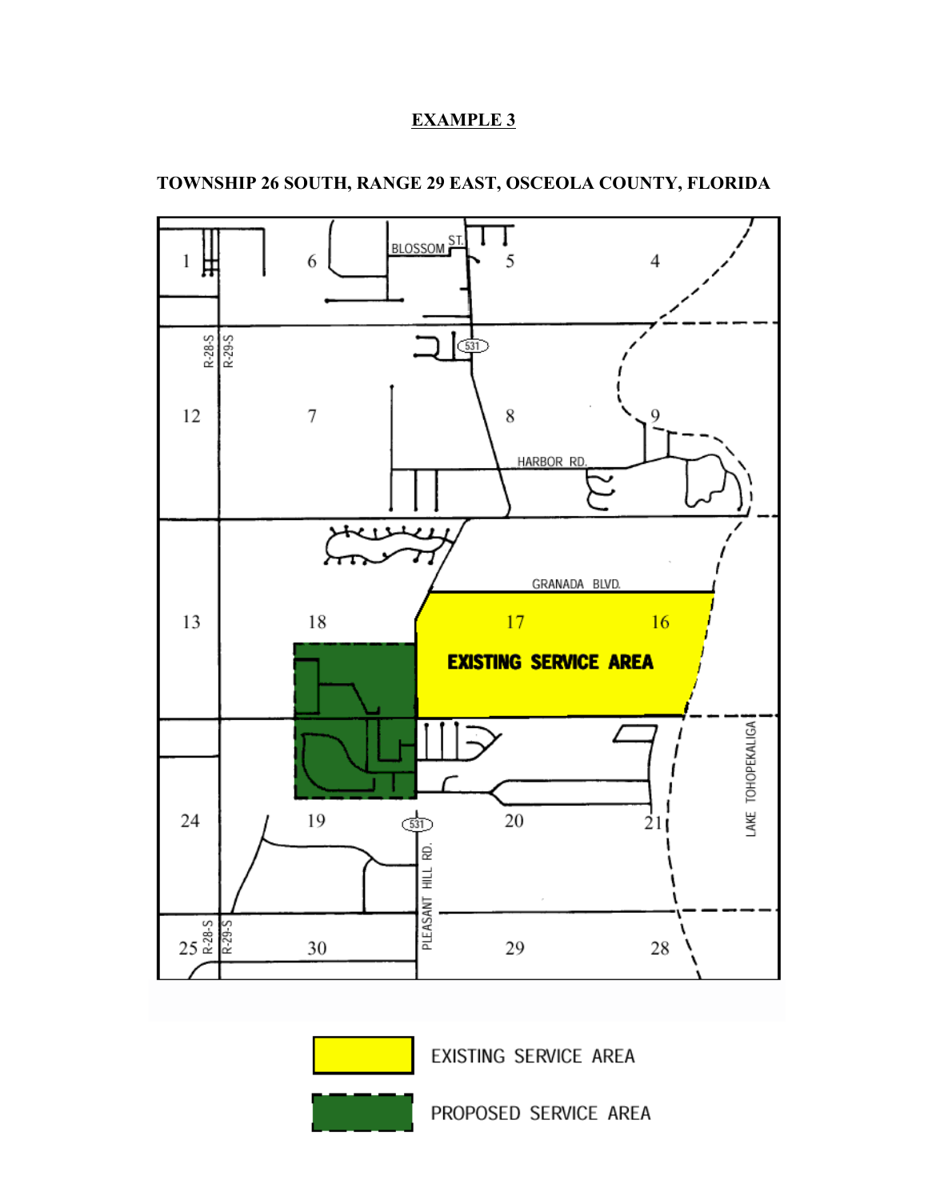**EXAMPLE 3**

**TOWNSHIP 26 SOUTH, RANGE 29 EAST, OSCEOLA COUNTY, FLORIDA**

1 6 BLOSSOM ST. 5 4

R-28-S R-29-S 531

12 7 8 9

HARBOR RD.

GRANADA BLVD.

13 18 17 16

EXISTING SERVICE AREA

LAKE TOHOPEKALIGA

24 19 531 20 21

PLEASANT HILL RD.

25 R-28-S R-29-S 30 29 28

EXISTING SERVICE AREA

PROPOSED SERVICE AREA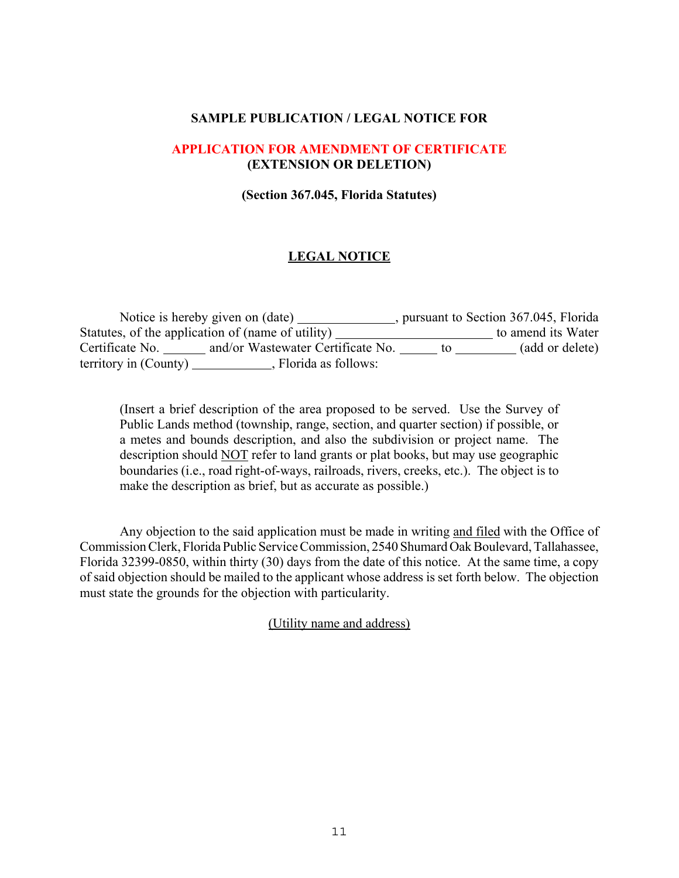**SAMPLE PUBLICATION / LEGAL NOTICE FOR**

**APPLICATION FOR AMENDMENT OF CERTIFICATE**
**(EXTENSION OR DELETION)**

**(Section 367.045, Florida Statutes)**

## LEGAL NOTICE

Notice is hereby given on (date) ______________, pursuant to Section 367.045, Florida Statutes, of the application of (name of utility) ______________________ to amend its Water Certificate No. ______ and/or Wastewater Certificate No. _____ to _________ (add or delete) territory in (County) ____________, Florida as follows:

> (Insert a brief description of the area proposed to be served. Use the Survey of Public Lands method (township, range, section, and quarter section) if possible, or a metes and bounds description, and also the subdivision or project name. The description should NOT refer to land grants or plat books, but may use geographic boundaries (i.e., road right-of-ways, railroads, rivers, creeks, etc.). The object is to make the description as brief, but as accurate as possible.)

Any objection to the said application must be made in writing and filed with the Office of Commission Clerk, Florida Public Service Commission, 2540 Shumard Oak Boulevard, Tallahassee, Florida 32399-0850, within thirty (30) days from the date of this notice. At the same time, a copy of said objection should be mailed to the applicant whose address is set forth below. The objection must state the grounds for the objection with particularity.

(Utility name and address)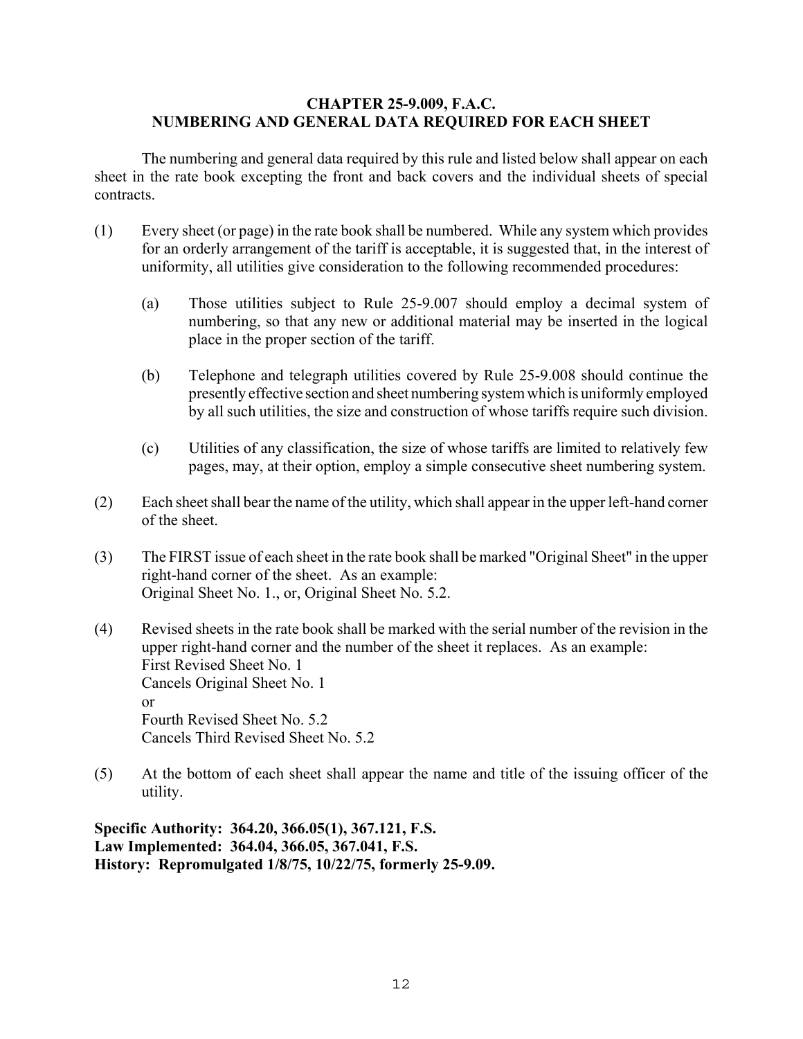## CHAPTER 25-9.009, F.A.C.
## NUMBERING AND GENERAL DATA REQUIRED FOR EACH SHEET

The numbering and general data required by this rule and listed below shall appear on each sheet in the rate book excepting the front and back covers and the individual sheets of special contracts.

(1) Every sheet (or page) in the rate book shall be numbered. While any system which provides for an orderly arrangement of the tariff is acceptable, it is suggested that, in the interest of uniformity, all utilities give consideration to the following recommended procedures:

    (a) Those utilities subject to Rule 25-9.007 should employ a decimal system of numbering, so that any new or additional material may be inserted in the logical place in the proper section of the tariff.

    (b) Telephone and telegraph utilities covered by Rule 25-9.008 should continue the presently effective section and sheet numbering system which is uniformly employed by all such utilities, the size and construction of whose tariffs require such division.

    (c) Utilities of any classification, the size of whose tariffs are limited to relatively few pages, may, at their option, employ a simple consecutive sheet numbering system.

(2) Each sheet shall bear the name of the utility, which shall appear in the upper left-hand corner of the sheet.

(3) The FIRST issue of each sheet in the rate book shall be marked "Original Sheet" in the upper right-hand corner of the sheet. As an example:
Original Sheet No. 1., or, Original Sheet No. 5.2.

(4) Revised sheets in the rate book shall be marked with the serial number of the revision in the upper right-hand corner and the number of the sheet it replaces. As an example:
First Revised Sheet No. 1
Cancels Original Sheet No. 1
or
Fourth Revised Sheet No. 5.2
Cancels Third Revised Sheet No. 5.2

(5) At the bottom of each sheet shall appear the name and title of the issuing officer of the utility.

**Specific Authority: 364.20, 366.05(1), 367.121, F.S.**
**Law Implemented: 364.04, 366.05, 367.041, F.S.**
**History: Repromulgated 1/8/75, 10/22/75, formerly 25-9.09.**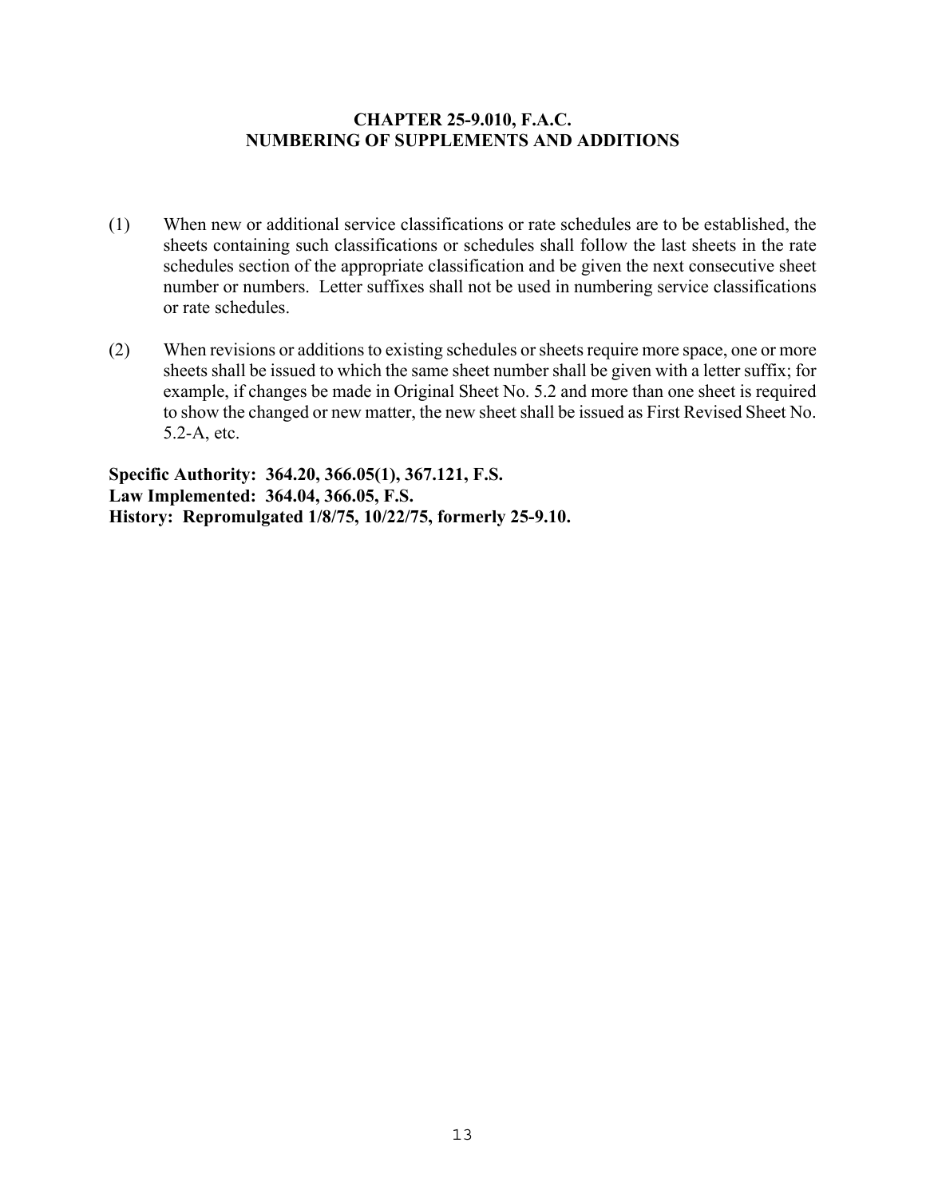## CHAPTER 25-9.010, F.A.C.
## NUMBERING OF SUPPLEMENTS AND ADDITIONS

(1) When new or additional service classifications or rate schedules are to be established, the sheets containing such classifications or schedules shall follow the last sheets in the rate schedules section of the appropriate classification and be given the next consecutive sheet number or numbers. Letter suffixes shall not be used in numbering service classifications or rate schedules.

(2) When revisions or additions to existing schedules or sheets require more space, one or more sheets shall be issued to which the same sheet number shall be given with a letter suffix; for example, if changes be made in Original Sheet No. 5.2 and more than one sheet is required to show the changed or new matter, the new sheet shall be issued as First Revised Sheet No. 5.2-A, etc.

**Specific Authority: 364.20, 366.05(1), 367.121, F.S.**
**Law Implemented: 364.04, 366.05, F.S.**
**History: Repromulgated 1/8/75, 10/22/75, formerly 25-9.10.**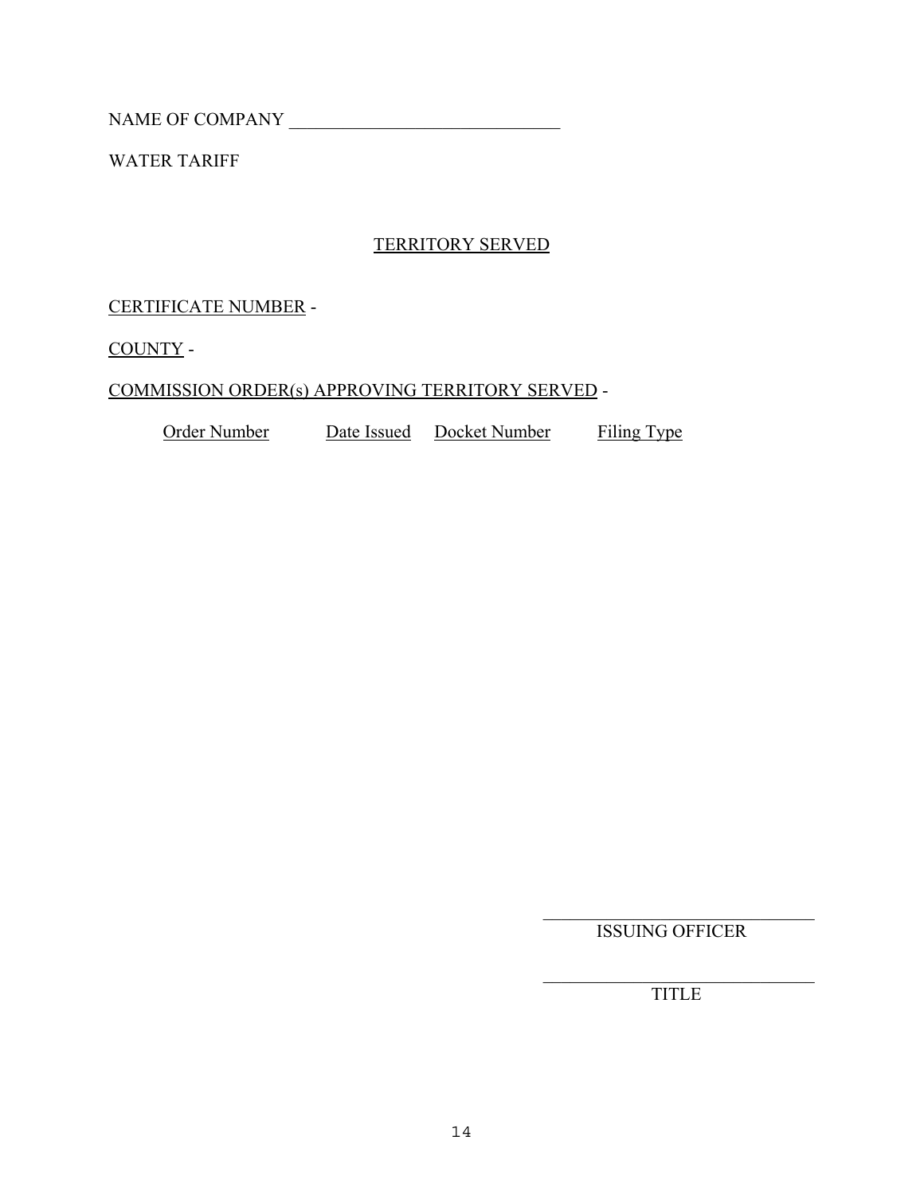NAME OF COMPANY ______________________________

WATER TARIFF

## TERRITORY SERVED

CERTIFICATE NUMBER -

COUNTY -

COMMISSION ORDER(s) APPROVING TERRITORY SERVED -

| Order Number | Date Issued | Docket Number | Filing Type |
|---|---|---|---|

______________________________
ISSUING OFFICER

______________________________
TITLE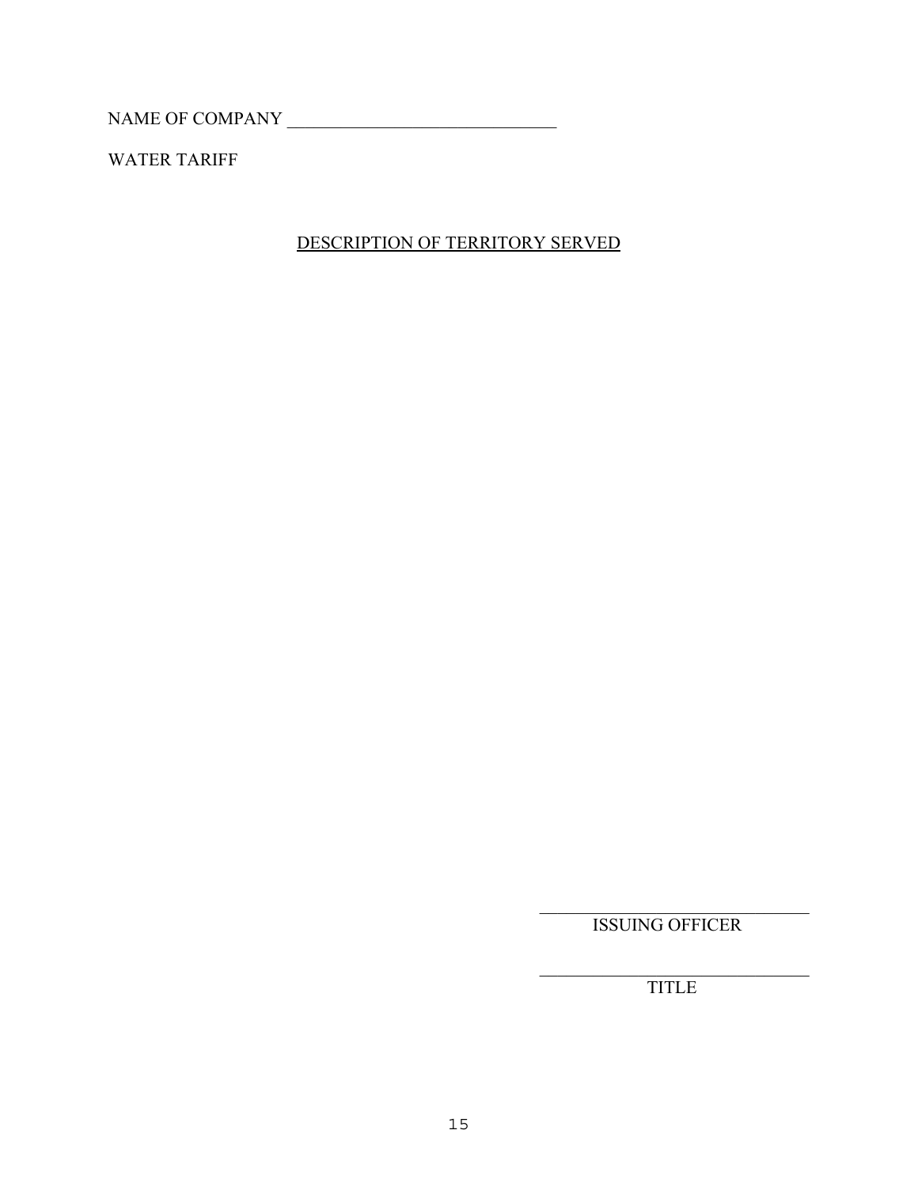NAME OF COMPANY _______________________________

WATER TARIFF

<u>DESCRIPTION OF TERRITORY SERVED</u>

_______________________________
ISSUING OFFICER

_______________________________
TITLE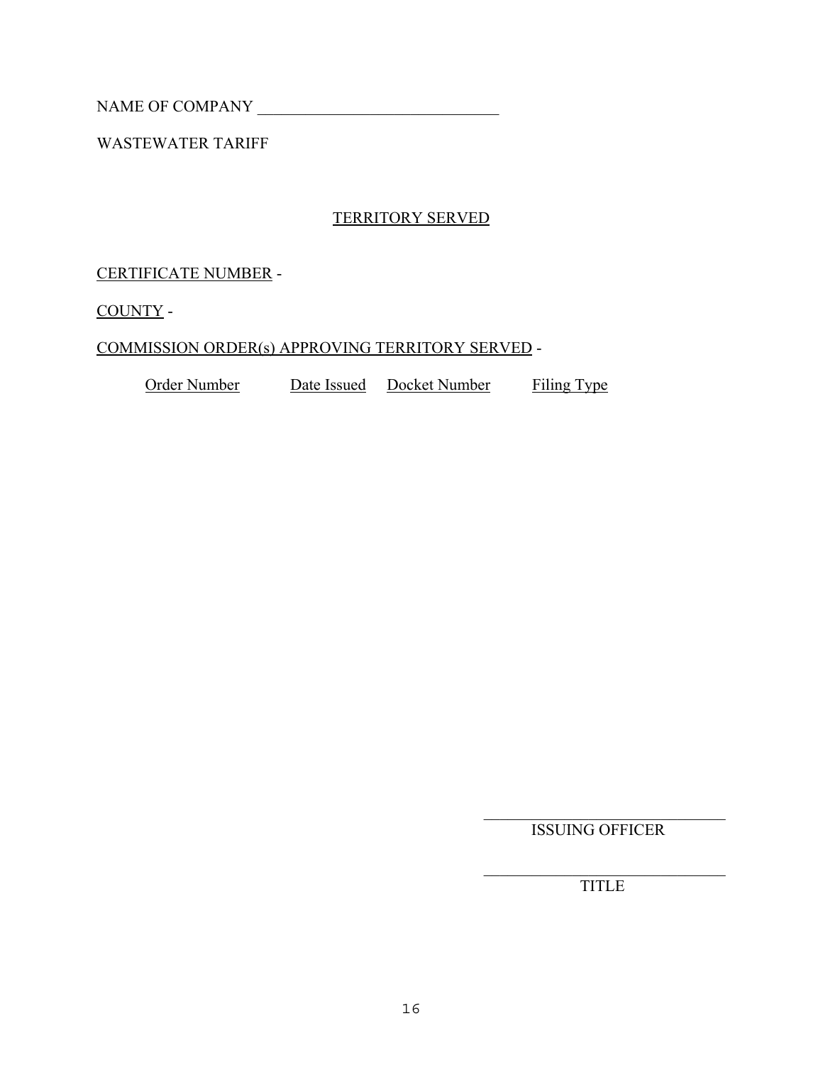NAME OF COMPANY ______________________________

WASTEWATER TARIFF

## TERRITORY SERVED

CERTIFICATE NUMBER -

COUNTY -

COMMISSION ORDER(s) APPROVING TERRITORY SERVED -

| Order Number | Date Issued | Docket Number | Filing Type |
|---|---|---|---|

______________________________
ISSUING OFFICER

______________________________
TITLE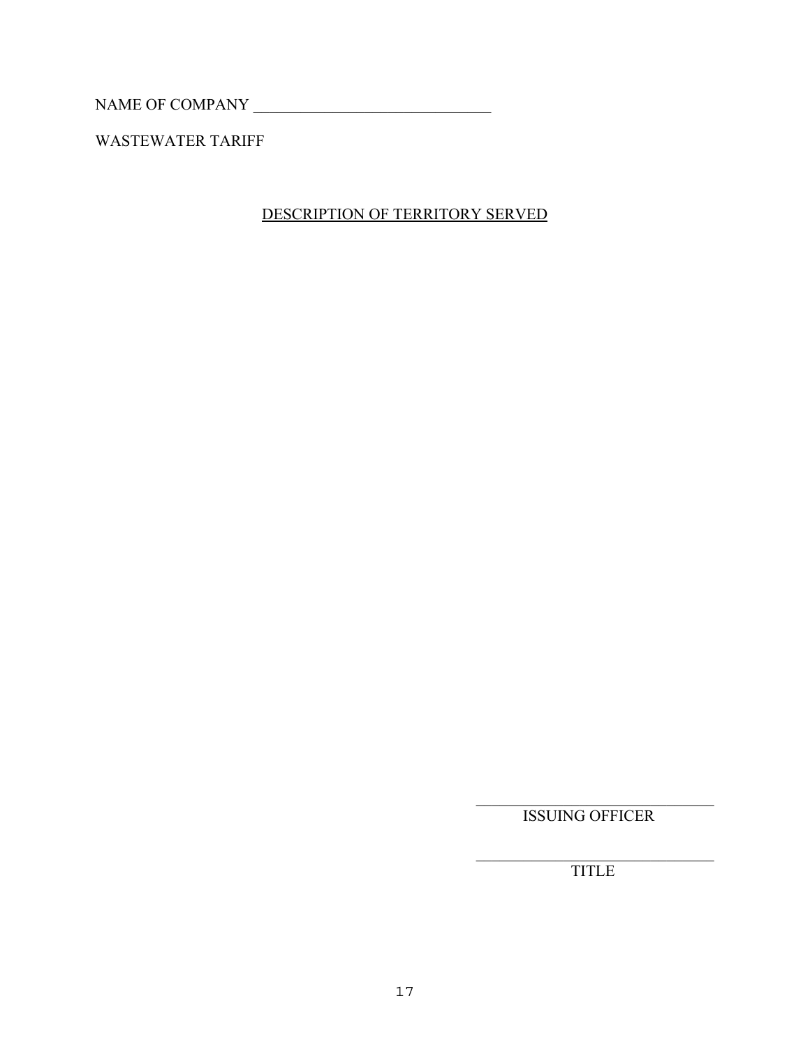NAME OF COMPANY ______________________________

WASTEWATER TARIFF

<u>DESCRIPTION OF TERRITORY SERVED</u>

______________________________
ISSUING OFFICER

______________________________
TITLE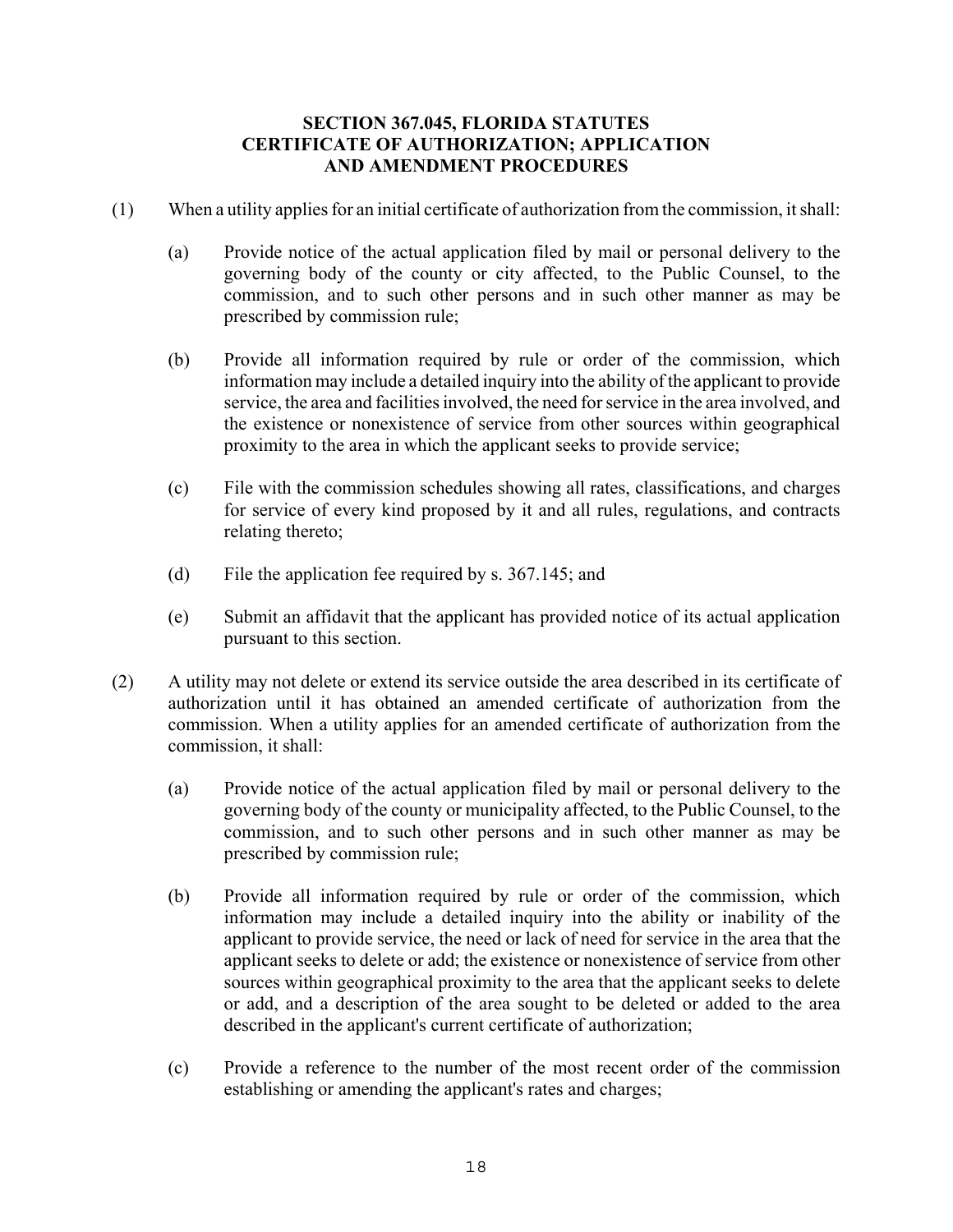# SECTION 367.045, FLORIDA STATUTES
## CERTIFICATE OF AUTHORIZATION; APPLICATION AND AMENDMENT PROCEDURES

(1) When a utility applies for an initial certificate of authorization from the commission, it shall:

   (a) Provide notice of the actual application filed by mail or personal delivery to the governing body of the county or city affected, to the Public Counsel, to the commission, and to such other persons and in such other manner as may be prescribed by commission rule;

   (b) Provide all information required by rule or order of the commission, which information may include a detailed inquiry into the ability of the applicant to provide service, the area and facilities involved, the need for service in the area involved, and the existence or nonexistence of service from other sources within geographical proximity to the area in which the applicant seeks to provide service;

   (c) File with the commission schedules showing all rates, classifications, and charges for service of every kind proposed by it and all rules, regulations, and contracts relating thereto;

   (d) File the application fee required by s. 367.145; and

   (e) Submit an affidavit that the applicant has provided notice of its actual application pursuant to this section.

(2) A utility may not delete or extend its service outside the area described in its certificate of authorization until it has obtained an amended certificate of authorization from the commission. When a utility applies for an amended certificate of authorization from the commission, it shall:

   (a) Provide notice of the actual application filed by mail or personal delivery to the governing body of the county or municipality affected, to the Public Counsel, to the commission, and to such other persons and in such other manner as may be prescribed by commission rule;

   (b) Provide all information required by rule or order of the commission, which information may include a detailed inquiry into the ability or inability of the applicant to provide service, the need or lack of need for service in the area that the applicant seeks to delete or add; the existence or nonexistence of service from other sources within geographical proximity to the area that the applicant seeks to delete or add, and a description of the area sought to be deleted or added to the area described in the applicant's current certificate of authorization;

   (c) Provide a reference to the number of the most recent order of the commission establishing or amending the applicant's rates and charges;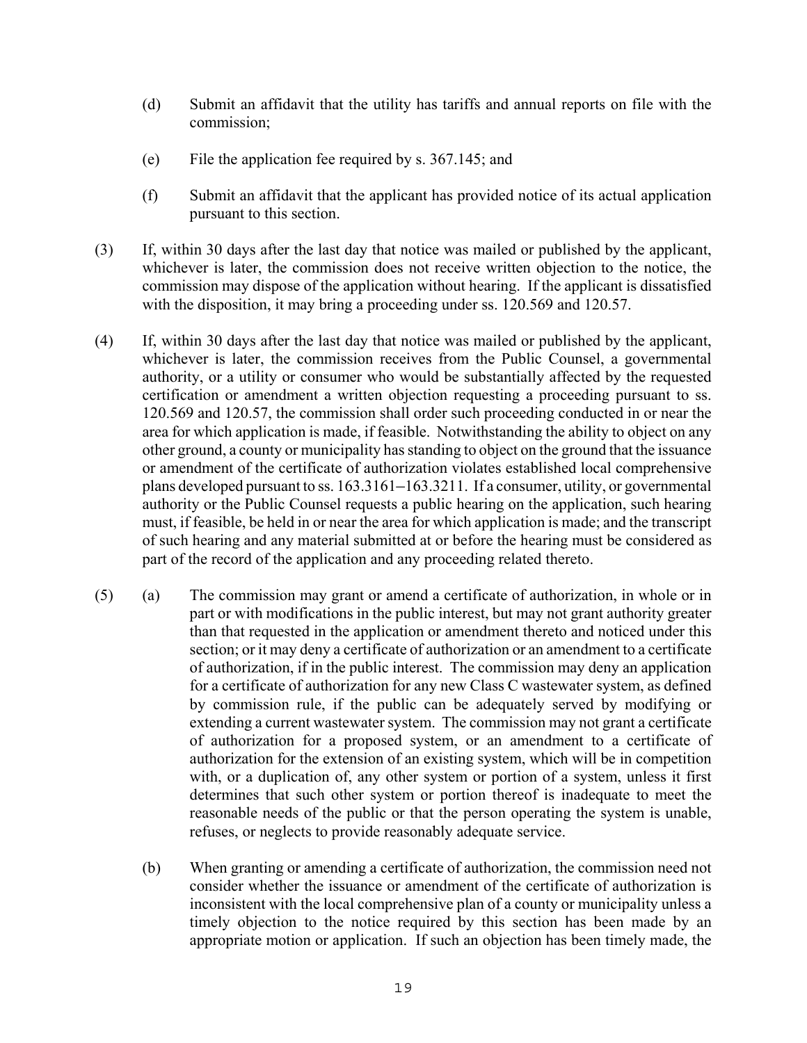(d) Submit an affidavit that the utility has tariffs and annual reports on file with the commission;

(e) File the application fee required by s. 367.145; and

(f) Submit an affidavit that the applicant has provided notice of its actual application pursuant to this section.

(3) If, within 30 days after the last day that notice was mailed or published by the applicant, whichever is later, the commission does not receive written objection to the notice, the commission may dispose of the application without hearing. If the applicant is dissatisfied with the disposition, it may bring a proceeding under ss. 120.569 and 120.57.

(4) If, within 30 days after the last day that notice was mailed or published by the applicant, whichever is later, the commission receives from the Public Counsel, a governmental authority, or a utility or consumer who would be substantially affected by the requested certification or amendment a written objection requesting a proceeding pursuant to ss. 120.569 and 120.57, the commission shall order such proceeding conducted in or near the area for which application is made, if feasible. Notwithstanding the ability to object on any other ground, a county or municipality has standing to object on the ground that the issuance or amendment of the certificate of authorization violates established local comprehensive plans developed pursuant to ss. 163.3161–163.3211. If a consumer, utility, or governmental authority or the Public Counsel requests a public hearing on the application, such hearing must, if feasible, be held in or near the area for which application is made; and the transcript of such hearing and any material submitted at or before the hearing must be considered as part of the record of the application and any proceeding related thereto.

(5) (a) The commission may grant or amend a certificate of authorization, in whole or in part or with modifications in the public interest, but may not grant authority greater than that requested in the application or amendment thereto and noticed under this section; or it may deny a certificate of authorization or an amendment to a certificate of authorization, if in the public interest. The commission may deny an application for a certificate of authorization for any new Class C wastewater system, as defined by commission rule, if the public can be adequately served by modifying or extending a current wastewater system. The commission may not grant a certificate of authorization for a proposed system, or an amendment to a certificate of authorization for the extension of an existing system, which will be in competition with, or a duplication of, any other system or portion of a system, unless it first determines that such other system or portion thereof is inadequate to meet the reasonable needs of the public or that the person operating the system is unable, refuses, or neglects to provide reasonably adequate service.

(b) When granting or amending a certificate of authorization, the commission need not consider whether the issuance or amendment of the certificate of authorization is inconsistent with the local comprehensive plan of a county or municipality unless a timely objection to the notice required by this section has been made by an appropriate motion or application. If such an objection has been timely made, the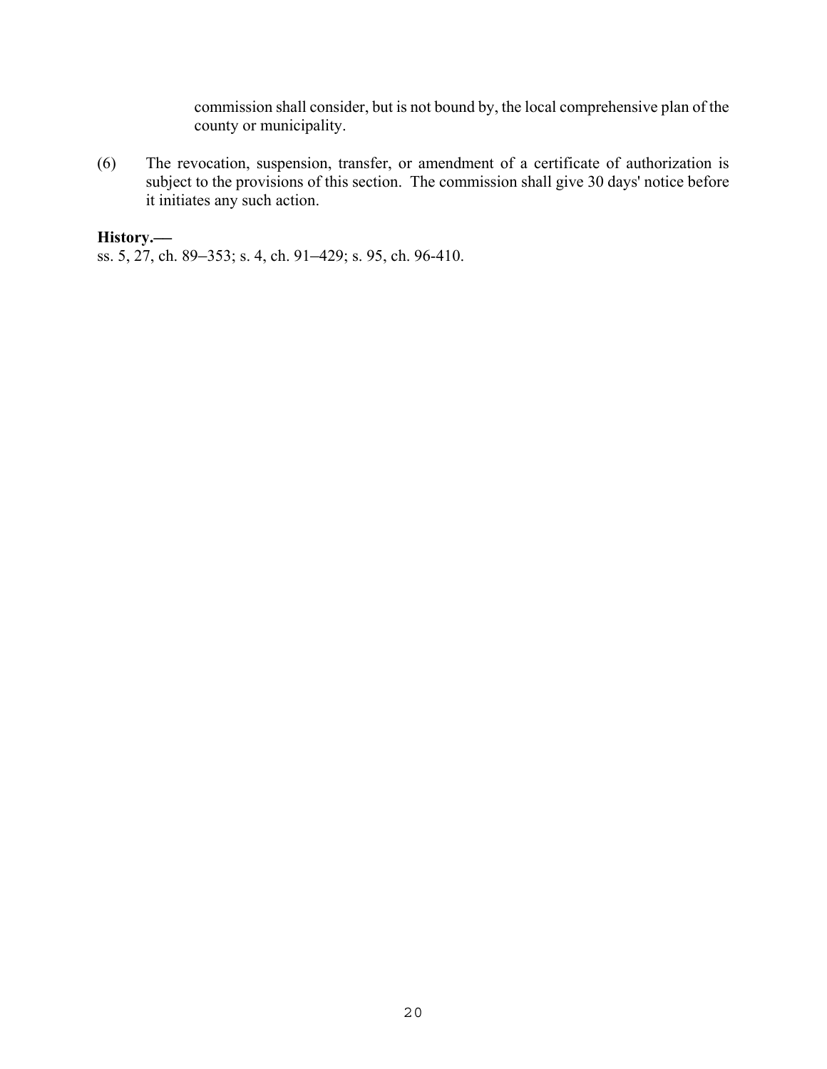commission shall consider, but is not bound by, the local comprehensive plan of the county or municipality.

(6) The revocation, suspension, transfer, or amendment of a certificate of authorization is subject to the provisions of this section. The commission shall give 30 days' notice before it initiates any such action.

**History.—**
ss. 5, 27, ch. 89–353; s. 4, ch. 91–429; s. 95, ch. 96-410.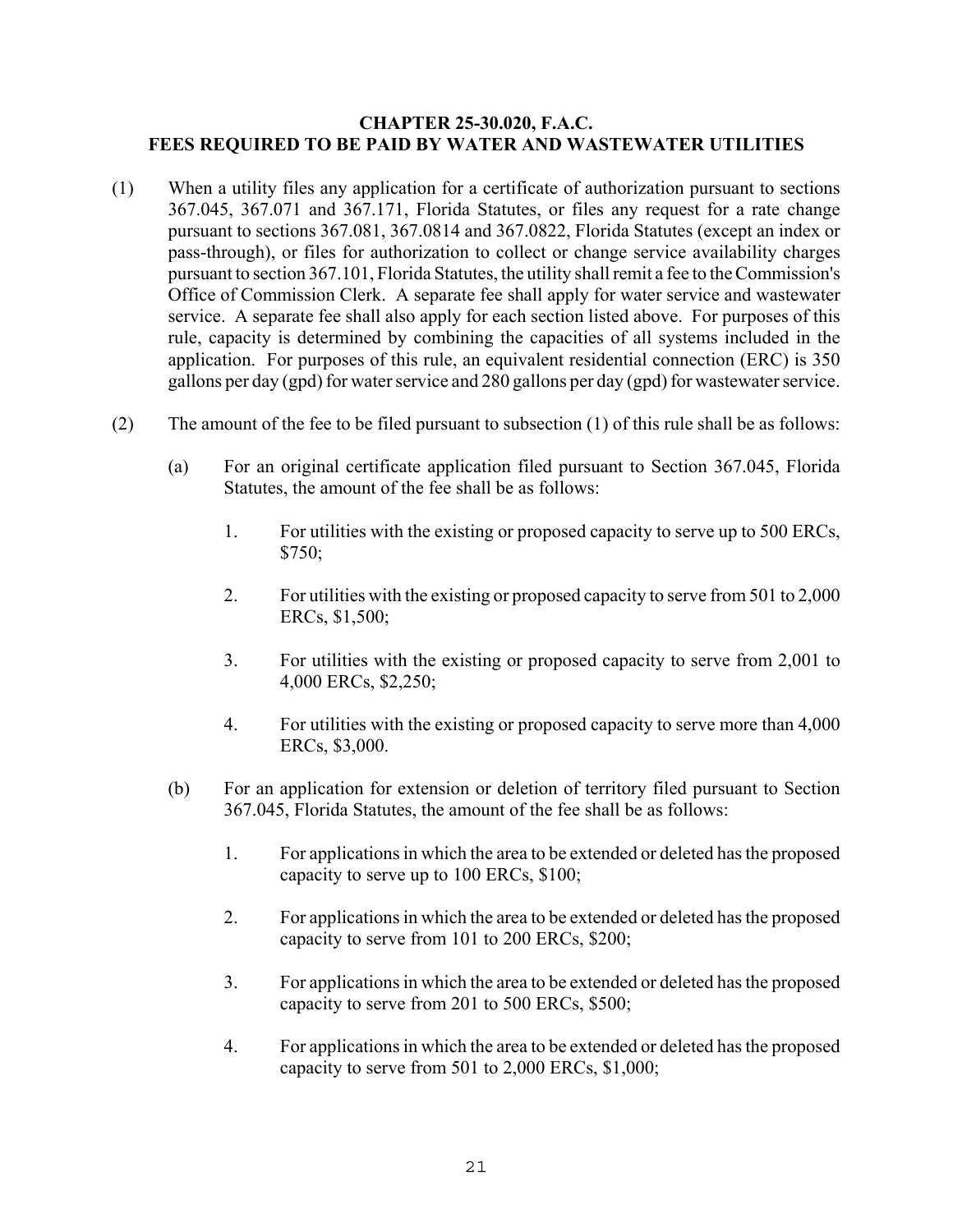**CHAPTER 25-30.020, F.A.C.**
**FEES REQUIRED TO BE PAID BY WATER AND WASTEWATER UTILITIES**

(1) When a utility files any application for a certificate of authorization pursuant to sections 367.045, 367.071 and 367.171, Florida Statutes, or files any request for a rate change pursuant to sections 367.081, 367.0814 and 367.0822, Florida Statutes (except an index or pass-through), or files for authorization to collect or change service availability charges pursuant to section 367.101, Florida Statutes, the utility shall remit a fee to the Commission's Office of Commission Clerk. A separate fee shall apply for water service and wastewater service. A separate fee shall also apply for each section listed above. For purposes of this rule, capacity is determined by combining the capacities of all systems included in the application. For purposes of this rule, an equivalent residential connection (ERC) is 350 gallons per day (gpd) for water service and 280 gallons per day (gpd) for wastewater service.

(2) The amount of the fee to be filed pursuant to subsection (1) of this rule shall be as follows:

(a) For an original certificate application filed pursuant to Section 367.045, Florida Statutes, the amount of the fee shall be as follows:

1. For utilities with the existing or proposed capacity to serve up to 500 ERCs, $750;

2. For utilities with the existing or proposed capacity to serve from 501 to 2,000 ERCs, $1,500;

3. For utilities with the existing or proposed capacity to serve from 2,001 to 4,000 ERCs, $2,250;

4. For utilities with the existing or proposed capacity to serve more than 4,000 ERCs, $3,000.

(b) For an application for extension or deletion of territory filed pursuant to Section 367.045, Florida Statutes, the amount of the fee shall be as follows:

1. For applications in which the area to be extended or deleted has the proposed capacity to serve up to 100 ERCs, $100;

2. For applications in which the area to be extended or deleted has the proposed capacity to serve from 101 to 200 ERCs, $200;

3. For applications in which the area to be extended or deleted has the proposed capacity to serve from 201 to 500 ERCs, $500;

4. For applications in which the area to be extended or deleted has the proposed capacity to serve from 501 to 2,000 ERCs, $1,000;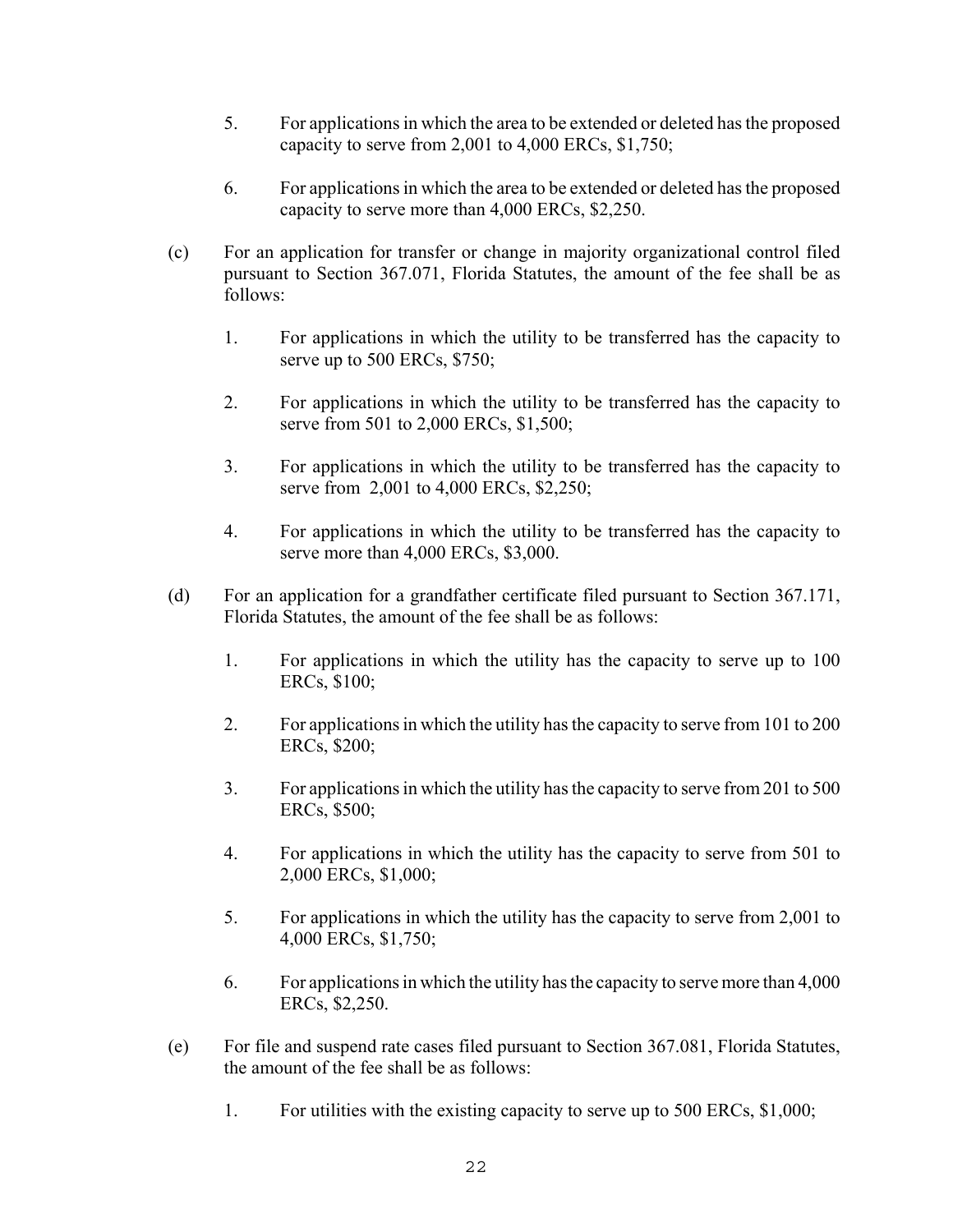5. For applications in which the area to be extended or deleted has the proposed capacity to serve from 2,001 to 4,000 ERCs, $1,750;

6. For applications in which the area to be extended or deleted has the proposed capacity to serve more than 4,000 ERCs, $2,250.

(c) For an application for transfer or change in majority organizational control filed pursuant to Section 367.071, Florida Statutes, the amount of the fee shall be as follows:

1. For applications in which the utility to be transferred has the capacity to serve up to 500 ERCs, $750;

2. For applications in which the utility to be transferred has the capacity to serve from 501 to 2,000 ERCs, $1,500;

3. For applications in which the utility to be transferred has the capacity to serve from 2,001 to 4,000 ERCs, $2,250;

4. For applications in which the utility to be transferred has the capacity to serve more than 4,000 ERCs, $3,000.

(d) For an application for a grandfather certificate filed pursuant to Section 367.171, Florida Statutes, the amount of the fee shall be as follows:

1. For applications in which the utility has the capacity to serve up to 100 ERCs, $100;

2. For applications in which the utility has the capacity to serve from 101 to 200 ERCs, $200;

3. For applications in which the utility has the capacity to serve from 201 to 500 ERCs, $500;

4. For applications in which the utility has the capacity to serve from 501 to 2,000 ERCs, $1,000;

5. For applications in which the utility has the capacity to serve from 2,001 to 4,000 ERCs, $1,750;

6. For applications in which the utility has the capacity to serve more than 4,000 ERCs, $2,250.

(e) For file and suspend rate cases filed pursuant to Section 367.081, Florida Statutes, the amount of the fee shall be as follows:

1. For utilities with the existing capacity to serve up to 500 ERCs, $1,000;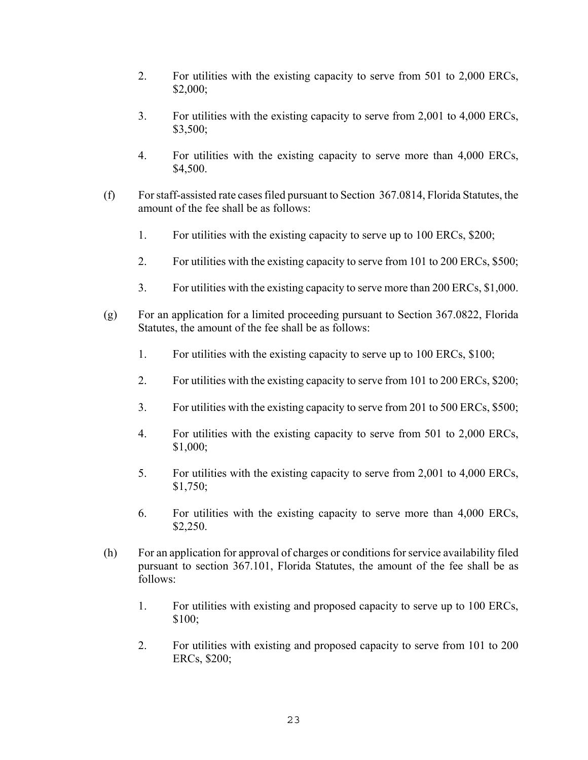2. For utilities with the existing capacity to serve from 501 to 2,000 ERCs, $2,000;

3. For utilities with the existing capacity to serve from 2,001 to 4,000 ERCs, $3,500;

4. For utilities with the existing capacity to serve more than 4,000 ERCs, $4,500.

(f) For staff-assisted rate cases filed pursuant to Section 367.0814, Florida Statutes, the amount of the fee shall be as follows:

1. For utilities with the existing capacity to serve up to 100 ERCs, $200;

2. For utilities with the existing capacity to serve from 101 to 200 ERCs, $500;

3. For utilities with the existing capacity to serve more than 200 ERCs, $1,000.

(g) For an application for a limited proceeding pursuant to Section 367.0822, Florida Statutes, the amount of the fee shall be as follows:

1. For utilities with the existing capacity to serve up to 100 ERCs, $100;

2. For utilities with the existing capacity to serve from 101 to 200 ERCs, $200;

3. For utilities with the existing capacity to serve from 201 to 500 ERCs, $500;

4. For utilities with the existing capacity to serve from 501 to 2,000 ERCs, $1,000;

5. For utilities with the existing capacity to serve from 2,001 to 4,000 ERCs, $1,750;

6. For utilities with the existing capacity to serve more than 4,000 ERCs, $2,250.

(h) For an application for approval of charges or conditions for service availability filed pursuant to section 367.101, Florida Statutes, the amount of the fee shall be as follows:

1. For utilities with existing and proposed capacity to serve up to 100 ERCs, $100;

2. For utilities with existing and proposed capacity to serve from 101 to 200 ERCs, $200;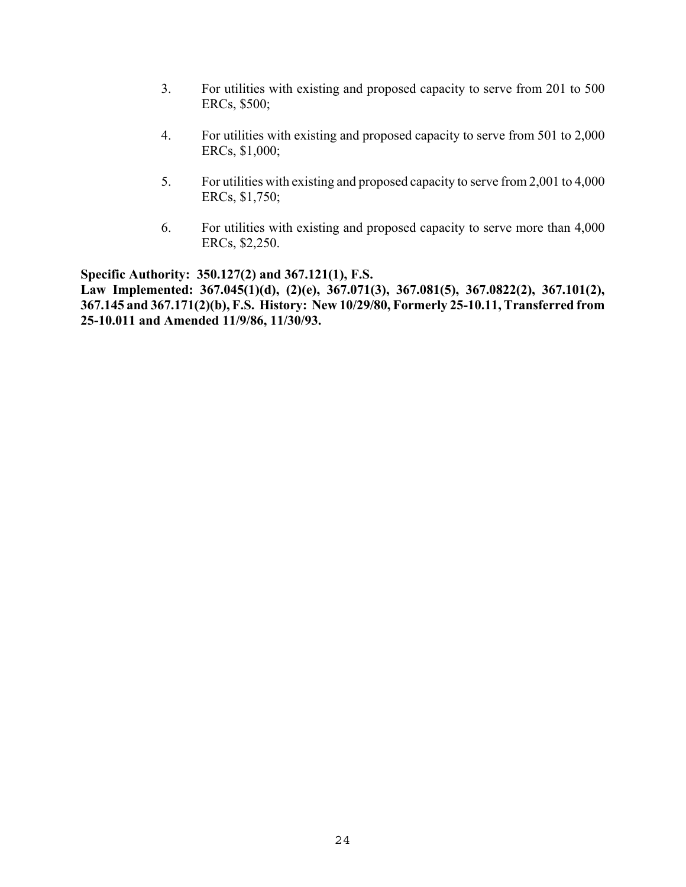3. For utilities with existing and proposed capacity to serve from 201 to 500 ERCs, $500;

4. For utilities with existing and proposed capacity to serve from 501 to 2,000 ERCs, $1,000;

5. For utilities with existing and proposed capacity to serve from 2,001 to 4,000 ERCs, $1,750;

6. For utilities with existing and proposed capacity to serve more than 4,000 ERCs, $2,250.

**Specific Authority: 350.127(2) and 367.121(1), F.S.**
**Law Implemented: 367.045(1)(d), (2)(e), 367.071(3), 367.081(5), 367.0822(2), 367.101(2), 367.145 and 367.171(2)(b), F.S. History: New 10/29/80, Formerly 25-10.11, Transferred from 25-10.011 and Amended 11/9/86, 11/30/93.**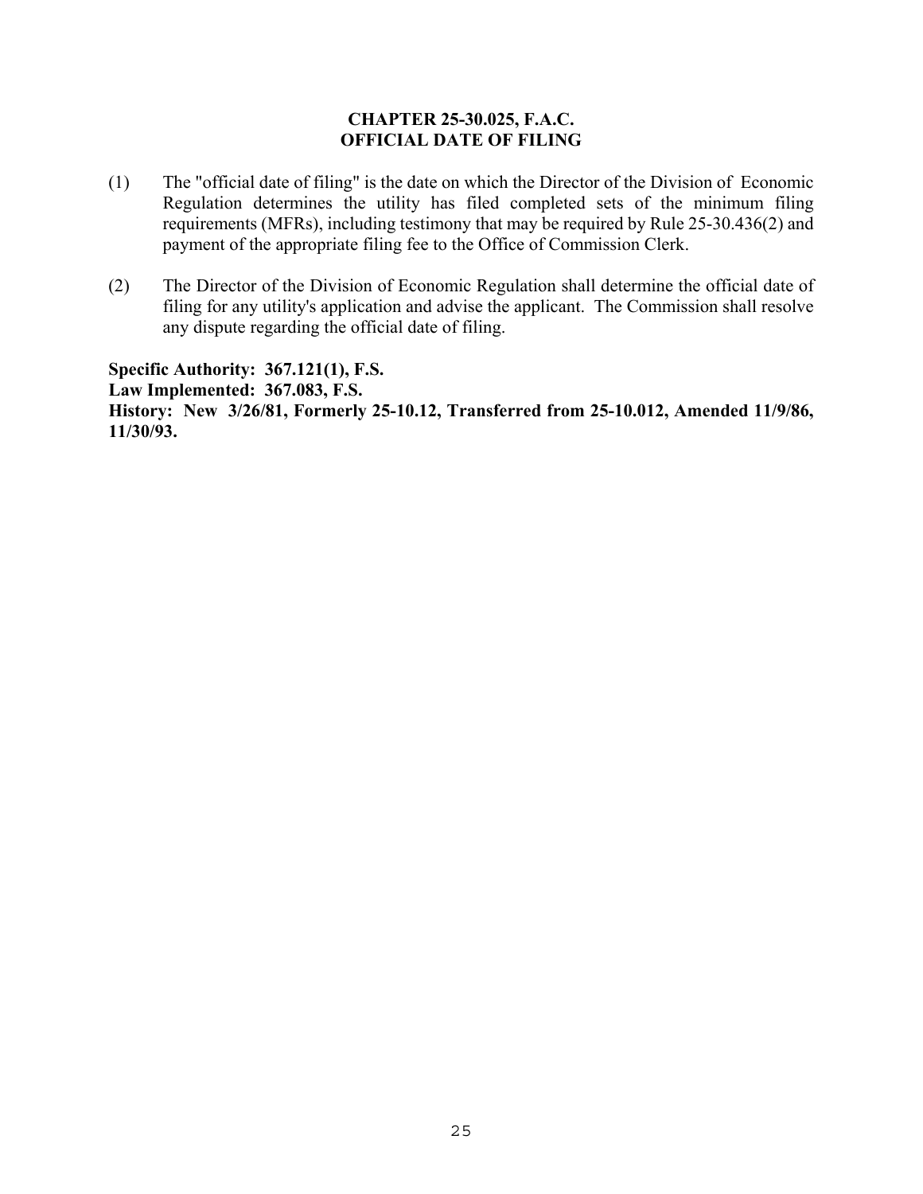# CHAPTER 25-30.025, F.A.C.
# OFFICIAL DATE OF FILING

(1) The "official date of filing" is the date on which the Director of the Division of Economic Regulation determines the utility has filed completed sets of the minimum filing requirements (MFRs), including testimony that may be required by Rule 25-30.436(2) and payment of the appropriate filing fee to the Office of Commission Clerk.

(2) The Director of the Division of Economic Regulation shall determine the official date of filing for any utility's application and advise the applicant. The Commission shall resolve any dispute regarding the official date of filing.

**Specific Authority: 367.121(1), F.S.**
**Law Implemented: 367.083, F.S.**
**History: New 3/26/81, Formerly 25-10.12, Transferred from 25-10.012, Amended 11/9/86, 11/30/93.**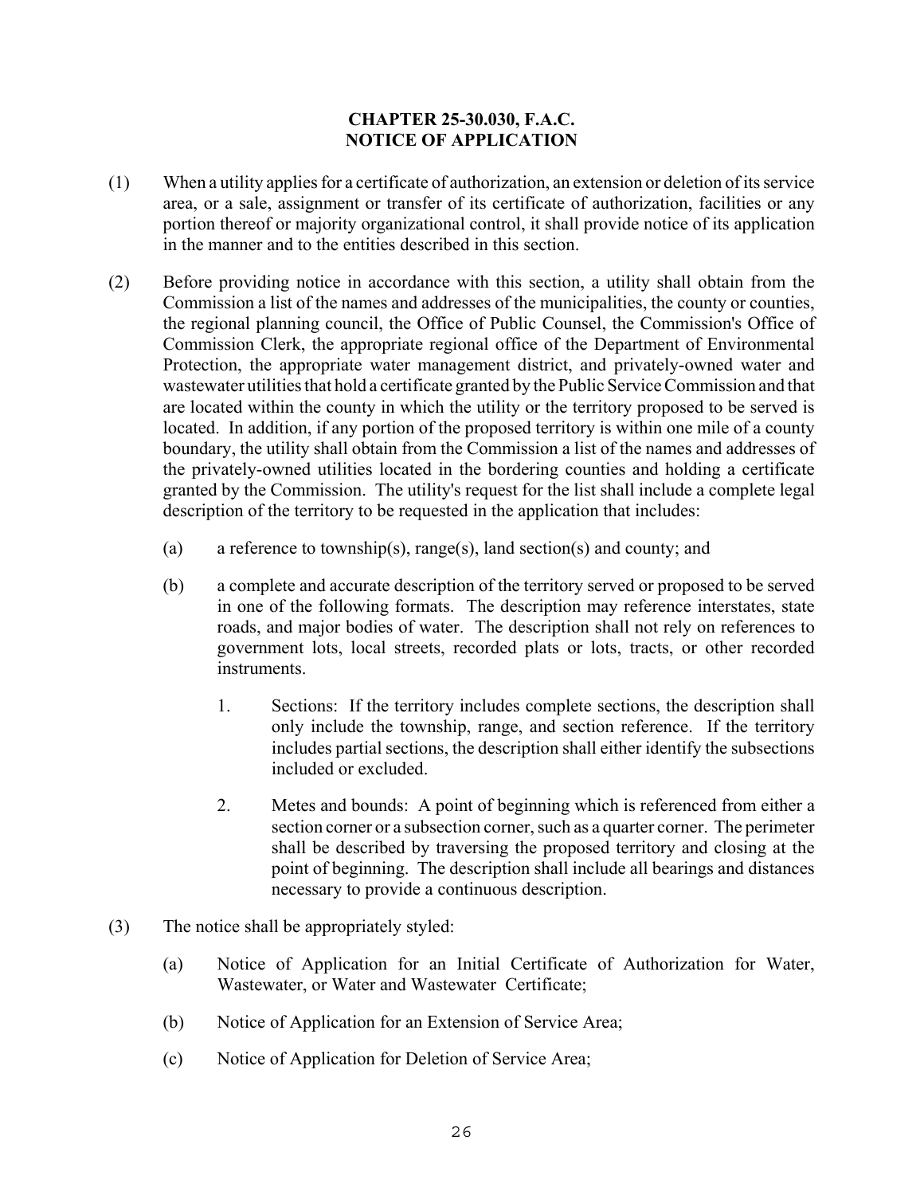## CHAPTER 25-30.030, F.A.C.
## NOTICE OF APPLICATION

(1) When a utility applies for a certificate of authorization, an extension or deletion of its service area, or a sale, assignment or transfer of its certificate of authorization, facilities or any portion thereof or majority organizational control, it shall provide notice of its application in the manner and to the entities described in this section.

(2) Before providing notice in accordance with this section, a utility shall obtain from the Commission a list of the names and addresses of the municipalities, the county or counties, the regional planning council, the Office of Public Counsel, the Commission's Office of Commission Clerk, the appropriate regional office of the Department of Environmental Protection, the appropriate water management district, and privately-owned water and wastewater utilities that hold a certificate granted by the Public Service Commission and that are located within the county in which the utility or the territory proposed to be served is located. In addition, if any portion of the proposed territory is within one mile of a county boundary, the utility shall obtain from the Commission a list of the names and addresses of the privately-owned utilities located in the bordering counties and holding a certificate granted by the Commission. The utility's request for the list shall include a complete legal description of the territory to be requested in the application that includes:

   (a) a reference to township(s), range(s), land section(s) and county; and

   (b) a complete and accurate description of the territory served or proposed to be served in one of the following formats. The description may reference interstates, state roads, and major bodies of water. The description shall not rely on references to government lots, local streets, recorded plats or lots, tracts, or other recorded instruments.

      1. Sections: If the territory includes complete sections, the description shall only include the township, range, and section reference. If the territory includes partial sections, the description shall either identify the subsections included or excluded.

      2. Metes and bounds: A point of beginning which is referenced from either a section corner or a subsection corner, such as a quarter corner. The perimeter shall be described by traversing the proposed territory and closing at the point of beginning. The description shall include all bearings and distances necessary to provide a continuous description.

(3) The notice shall be appropriately styled:

   (a) Notice of Application for an Initial Certificate of Authorization for Water, Wastewater, or Water and Wastewater Certificate;

   (b) Notice of Application for an Extension of Service Area;

   (c) Notice of Application for Deletion of Service Area;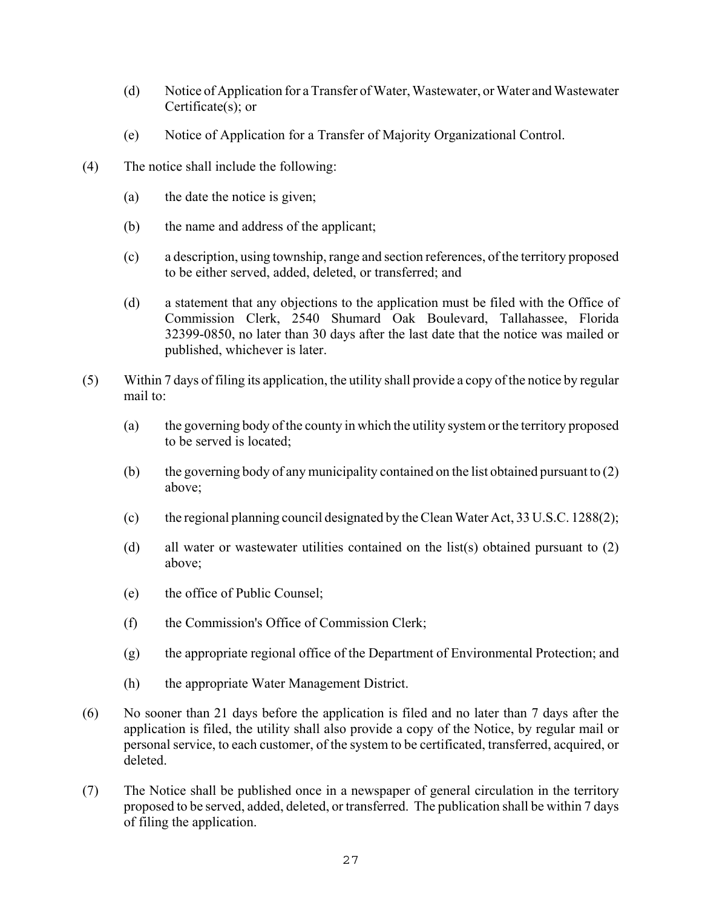(d) Notice of Application for a Transfer of Water, Wastewater, or Water and Wastewater Certificate(s); or

(e) Notice of Application for a Transfer of Majority Organizational Control.

(4) The notice shall include the following:

(a) the date the notice is given;

(b) the name and address of the applicant;

(c) a description, using township, range and section references, of the territory proposed to be either served, added, deleted, or transferred; and

(d) a statement that any objections to the application must be filed with the Office of Commission Clerk, 2540 Shumard Oak Boulevard, Tallahassee, Florida 32399-0850, no later than 30 days after the last date that the notice was mailed or published, whichever is later.

(5) Within 7 days of filing its application, the utility shall provide a copy of the notice by regular mail to:

(a) the governing body of the county in which the utility system or the territory proposed to be served is located;

(b) the governing body of any municipality contained on the list obtained pursuant to (2) above;

(c) the regional planning council designated by the Clean Water Act, 33 U.S.C. 1288(2);

(d) all water or wastewater utilities contained on the list(s) obtained pursuant to (2) above;

(e) the office of Public Counsel;

(f) the Commission's Office of Commission Clerk;

(g) the appropriate regional office of the Department of Environmental Protection; and

(h) the appropriate Water Management District.

(6) No sooner than 21 days before the application is filed and no later than 7 days after the application is filed, the utility shall also provide a copy of the Notice, by regular mail or personal service, to each customer, of the system to be certificated, transferred, acquired, or deleted.

(7) The Notice shall be published once in a newspaper of general circulation in the territory proposed to be served, added, deleted, or transferred. The publication shall be within 7 days of filing the application.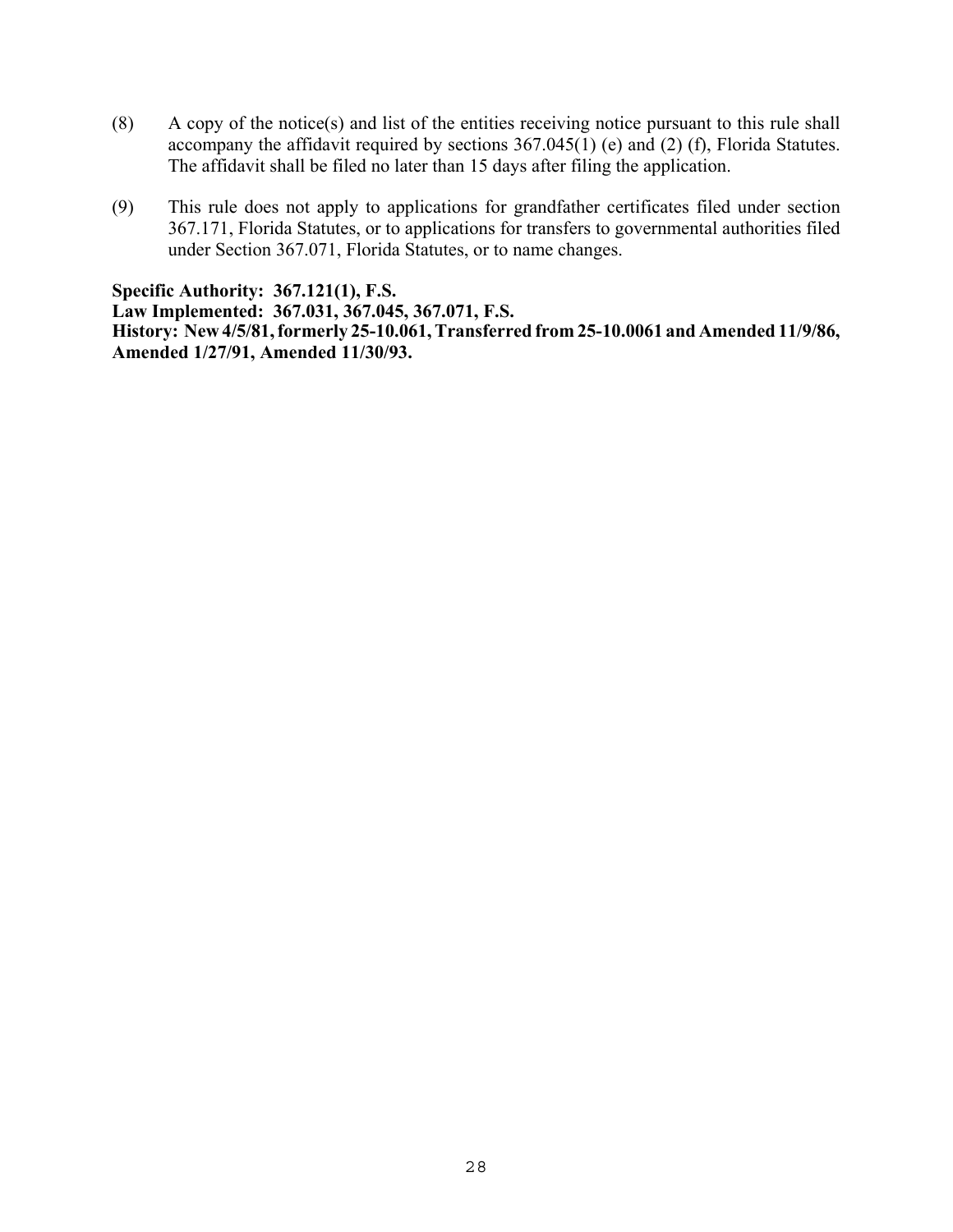(8) A copy of the notice(s) and list of the entities receiving notice pursuant to this rule shall accompany the affidavit required by sections 367.045(1) (e) and (2) (f), Florida Statutes. The affidavit shall be filed no later than 15 days after filing the application.

(9) This rule does not apply to applications for grandfather certificates filed under section 367.171, Florida Statutes, or to applications for transfers to governmental authorities filed under Section 367.071, Florida Statutes, or to name changes.

**Specific Authority: 367.121(1), F.S.**
**Law Implemented: 367.031, 367.045, 367.071, F.S.**
**History: New 4/5/81, formerly 25-10.061, Transferred from 25-10.0061 and Amended 11/9/86, Amended 1/27/91, Amended 11/30/93.**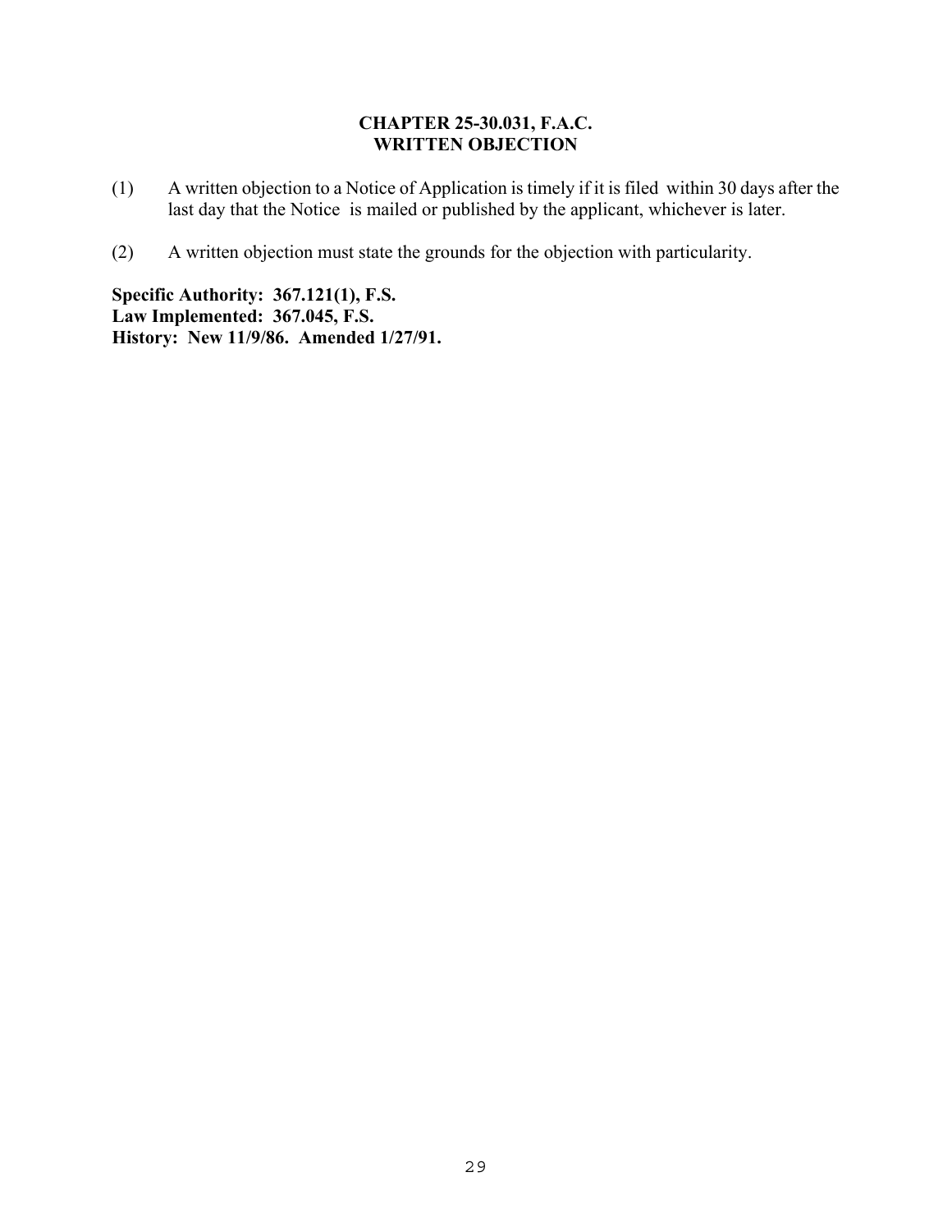## CHAPTER 25-30.031, F.A.C.
## WRITTEN OBJECTION

(1) A written objection to a Notice of Application is timely if it is filed within 30 days after the last day that the Notice is mailed or published by the applicant, whichever is later.

(2) A written objection must state the grounds for the objection with particularity.

**Specific Authority: 367.121(1), F.S.**
**Law Implemented: 367.045, F.S.**
**History: New 11/9/86. Amended 1/27/91.**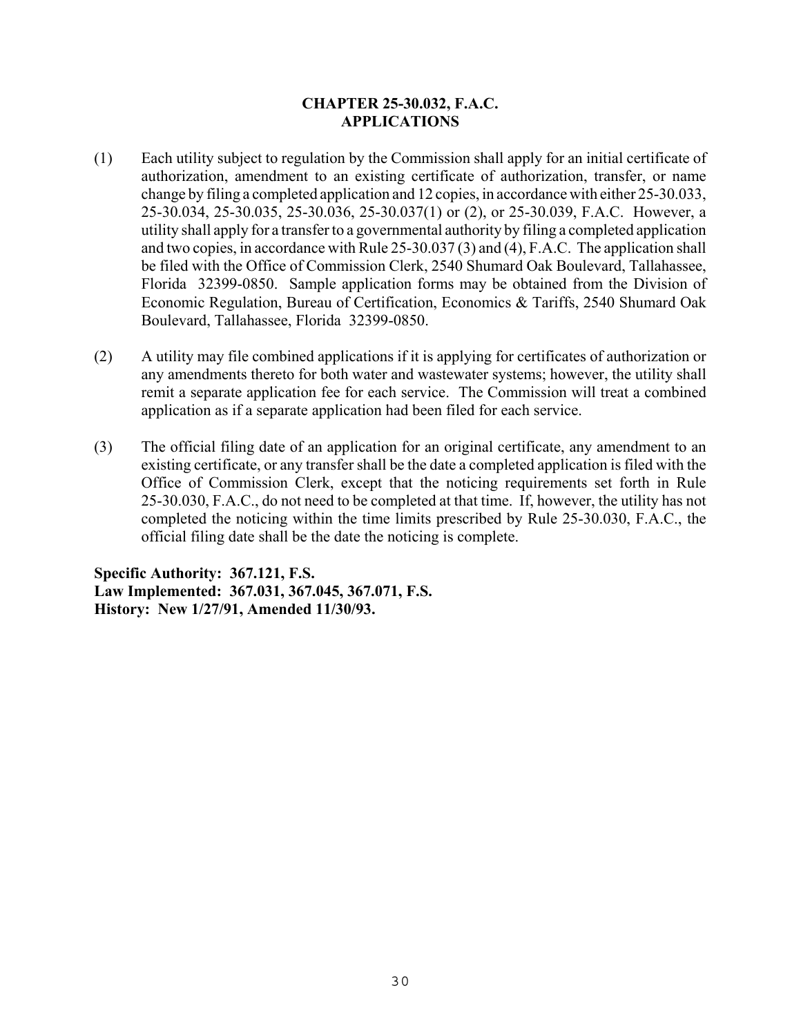## CHAPTER 25-30.032, F.A.C.
## APPLICATIONS

(1) Each utility subject to regulation by the Commission shall apply for an initial certificate of authorization, amendment to an existing certificate of authorization, transfer, or name change by filing a completed application and 12 copies, in accordance with either 25-30.033, 25-30.034, 25-30.035, 25-30.036, 25-30.037(1) or (2), or 25-30.039, F.A.C. However, a utility shall apply for a transfer to a governmental authority by filing a completed application and two copies, in accordance with Rule 25-30.037 (3) and (4), F.A.C. The application shall be filed with the Office of Commission Clerk, 2540 Shumard Oak Boulevard, Tallahassee, Florida 32399-0850. Sample application forms may be obtained from the Division of Economic Regulation, Bureau of Certification, Economics & Tariffs, 2540 Shumard Oak Boulevard, Tallahassee, Florida 32399-0850.

(2) A utility may file combined applications if it is applying for certificates of authorization or any amendments thereto for both water and wastewater systems; however, the utility shall remit a separate application fee for each service. The Commission will treat a combined application as if a separate application had been filed for each service.

(3) The official filing date of an application for an original certificate, any amendment to an existing certificate, or any transfer shall be the date a completed application is filed with the Office of Commission Clerk, except that the noticing requirements set forth in Rule 25-30.030, F.A.C., do not need to be completed at that time. If, however, the utility has not completed the noticing within the time limits prescribed by Rule 25-30.030, F.A.C., the official filing date shall be the date the noticing is complete.

**Specific Authority: 367.121, F.S.**
**Law Implemented: 367.031, 367.045, 367.071, F.S.**
**History: New 1/27/91, Amended 11/30/93.**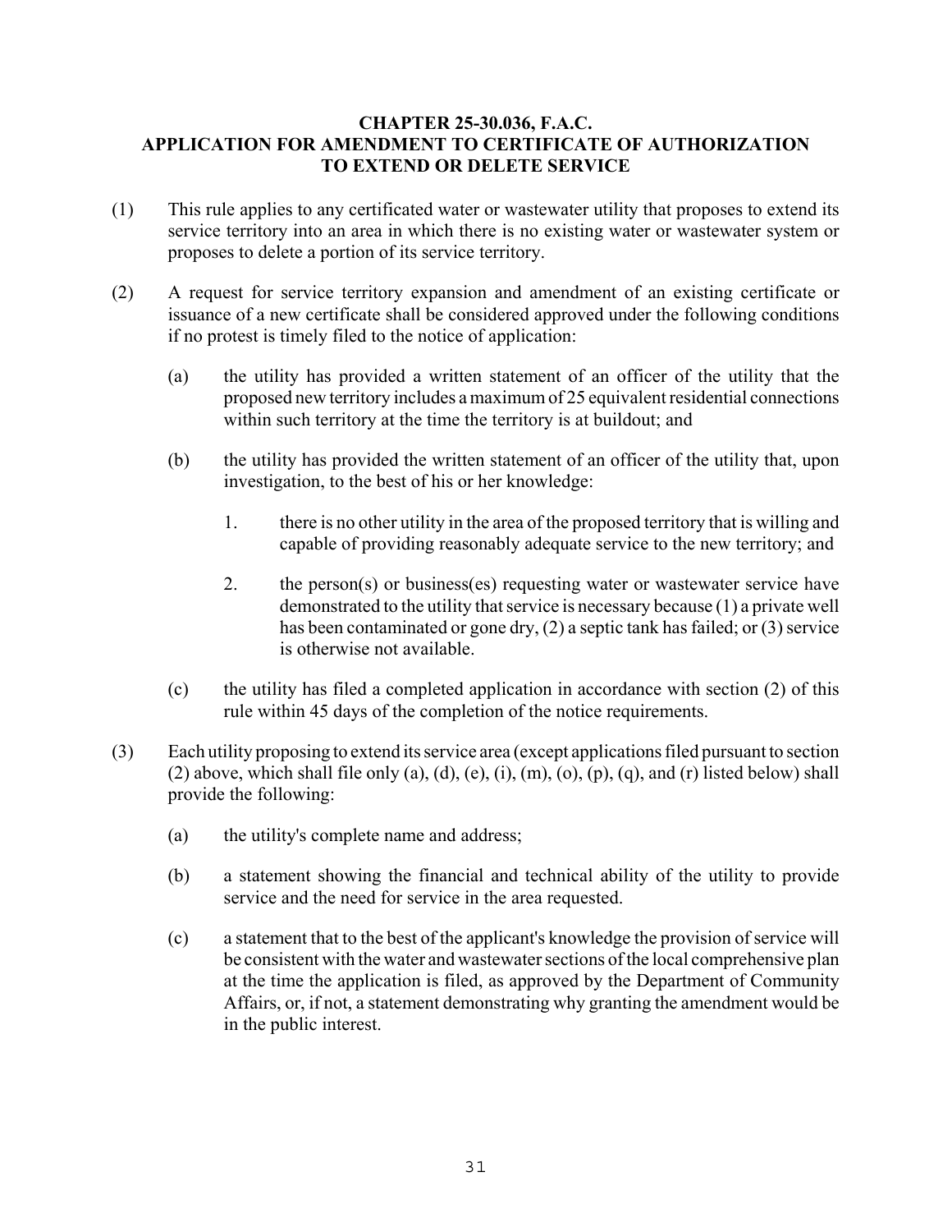## CHAPTER 25-30.036, F.A.C.
## APPLICATION FOR AMENDMENT TO CERTIFICATE OF AUTHORIZATION TO EXTEND OR DELETE SERVICE

(1) This rule applies to any certificated water or wastewater utility that proposes to extend its service territory into an area in which there is no existing water or wastewater system or proposes to delete a portion of its service territory.

(2) A request for service territory expansion and amendment of an existing certificate or issuance of a new certificate shall be considered approved under the following conditions if no protest is timely filed to the notice of application:

   (a) the utility has provided a written statement of an officer of the utility that the proposed new territory includes a maximum of 25 equivalent residential connections within such territory at the time the territory is at buildout; and

   (b) the utility has provided the written statement of an officer of the utility that, upon investigation, to the best of his or her knowledge:

      1. there is no other utility in the area of the proposed territory that is willing and capable of providing reasonably adequate service to the new territory; and

      2. the person(s) or business(es) requesting water or wastewater service have demonstrated to the utility that service is necessary because (1) a private well has been contaminated or gone dry, (2) a septic tank has failed; or (3) service is otherwise not available.

   (c) the utility has filed a completed application in accordance with section (2) of this rule within 45 days of the completion of the notice requirements.

(3) Each utility proposing to extend its service area (except applications filed pursuant to section (2) above, which shall file only (a), (d), (e), (i), (m), (o), (p), (q), and (r) listed below) shall provide the following:

   (a) the utility's complete name and address;

   (b) a statement showing the financial and technical ability of the utility to provide service and the need for service in the area requested.

   (c) a statement that to the best of the applicant's knowledge the provision of service will be consistent with the water and wastewater sections of the local comprehensive plan at the time the application is filed, as approved by the Department of Community Affairs, or, if not, a statement demonstrating why granting the amendment would be in the public interest.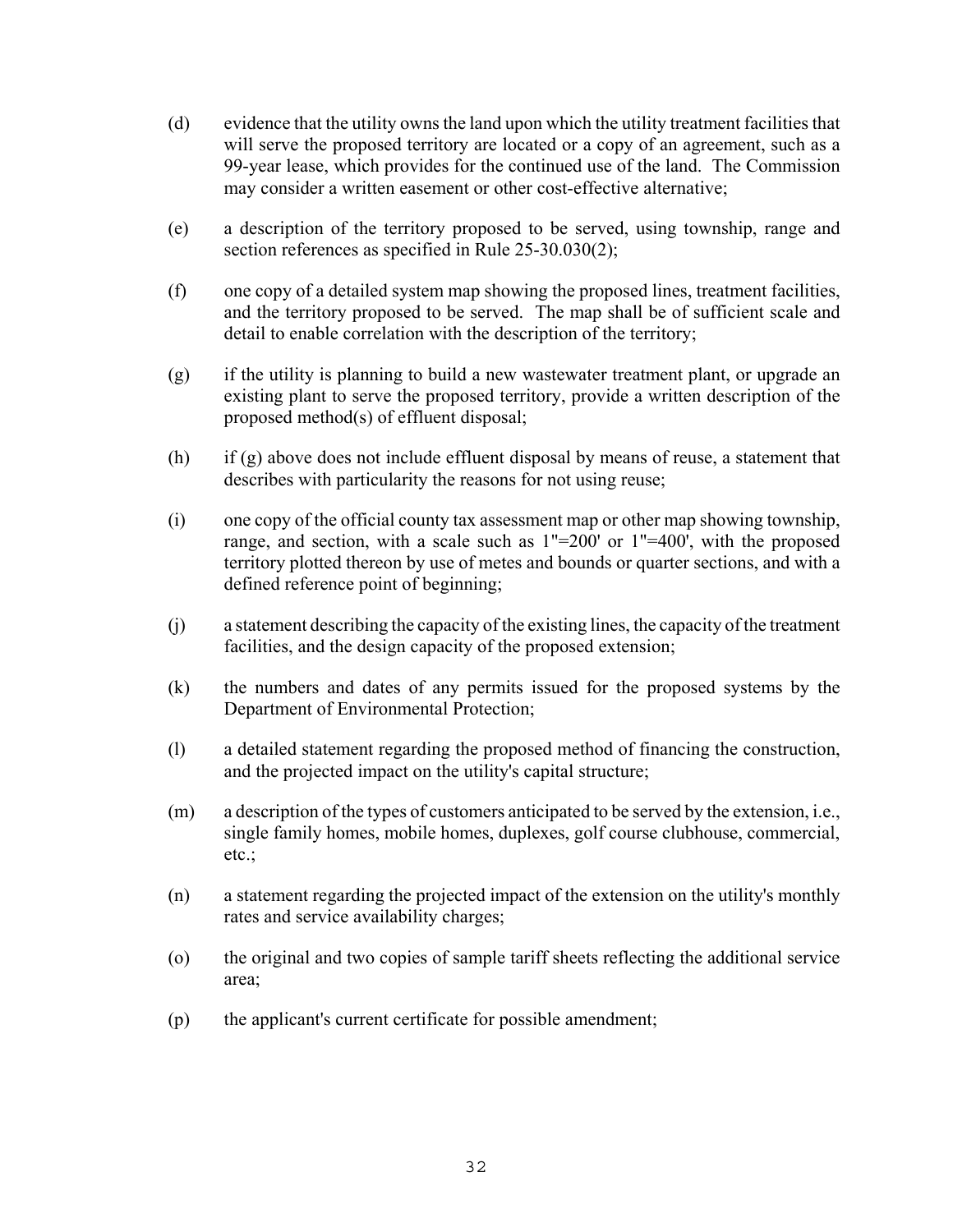(d) evidence that the utility owns the land upon which the utility treatment facilities that will serve the proposed territory are located or a copy of an agreement, such as a 99-year lease, which provides for the continued use of the land. The Commission may consider a written easement or other cost-effective alternative;

(e) a description of the territory proposed to be served, using township, range and section references as specified in Rule 25-30.030(2);

(f) one copy of a detailed system map showing the proposed lines, treatment facilities, and the territory proposed to be served. The map shall be of sufficient scale and detail to enable correlation with the description of the territory;

(g) if the utility is planning to build a new wastewater treatment plant, or upgrade an existing plant to serve the proposed territory, provide a written description of the proposed method(s) of effluent disposal;

(h) if (g) above does not include effluent disposal by means of reuse, a statement that describes with particularity the reasons for not using reuse;

(i) one copy of the official county tax assessment map or other map showing township, range, and section, with a scale such as 1"=200' or 1"=400', with the proposed territory plotted thereon by use of metes and bounds or quarter sections, and with a defined reference point of beginning;

(j) a statement describing the capacity of the existing lines, the capacity of the treatment facilities, and the design capacity of the proposed extension;

(k) the numbers and dates of any permits issued for the proposed systems by the Department of Environmental Protection;

(l) a detailed statement regarding the proposed method of financing the construction, and the projected impact on the utility's capital structure;

(m) a description of the types of customers anticipated to be served by the extension, i.e., single family homes, mobile homes, duplexes, golf course clubhouse, commercial, etc.;

(n) a statement regarding the projected impact of the extension on the utility's monthly rates and service availability charges;

(o) the original and two copies of sample tariff sheets reflecting the additional service area;

(p) the applicant's current certificate for possible amendment;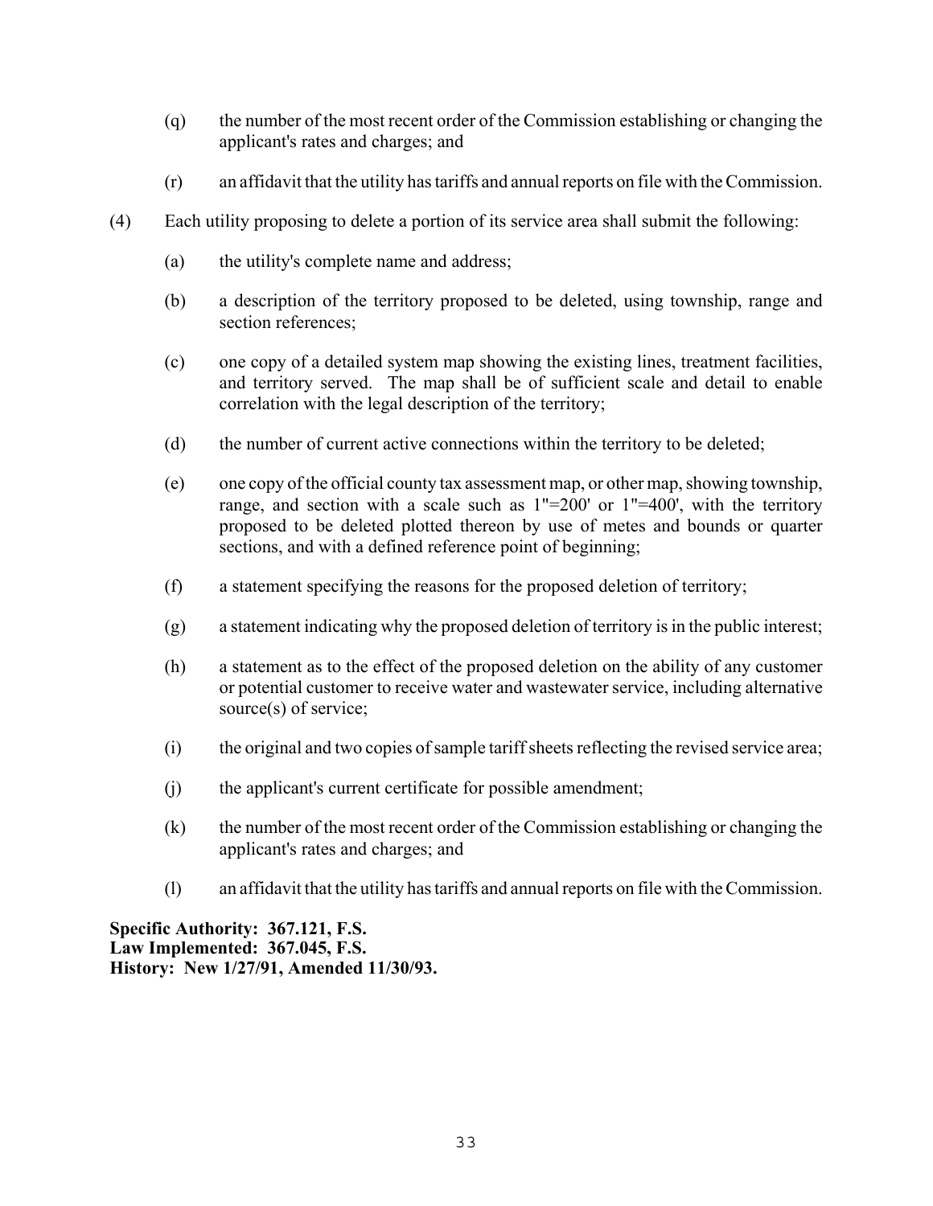(q) the number of the most recent order of the Commission establishing or changing the applicant's rates and charges; and

(r) an affidavit that the utility has tariffs and annual reports on file with the Commission.

(4) Each utility proposing to delete a portion of its service area shall submit the following:

(a) the utility's complete name and address;

(b) a description of the territory proposed to be deleted, using township, range and section references;

(c) one copy of a detailed system map showing the existing lines, treatment facilities, and territory served. The map shall be of sufficient scale and detail to enable correlation with the legal description of the territory;

(d) the number of current active connections within the territory to be deleted;

(e) one copy of the official county tax assessment map, or other map, showing township, range, and section with a scale such as 1"=200' or 1"=400', with the territory proposed to be deleted plotted thereon by use of metes and bounds or quarter sections, and with a defined reference point of beginning;

(f) a statement specifying the reasons for the proposed deletion of territory;

(g) a statement indicating why the proposed deletion of territory is in the public interest;

(h) a statement as to the effect of the proposed deletion on the ability of any customer or potential customer to receive water and wastewater service, including alternative source(s) of service;

(i) the original and two copies of sample tariff sheets reflecting the revised service area;

(j) the applicant's current certificate for possible amendment;

(k) the number of the most recent order of the Commission establishing or changing the applicant's rates and charges; and

(l) an affidavit that the utility has tariffs and annual reports on file with the Commission.

**Specific Authority: 367.121, F.S.**
**Law Implemented: 367.045, F.S.**
**History: New 1/27/91, Amended 11/30/93.**